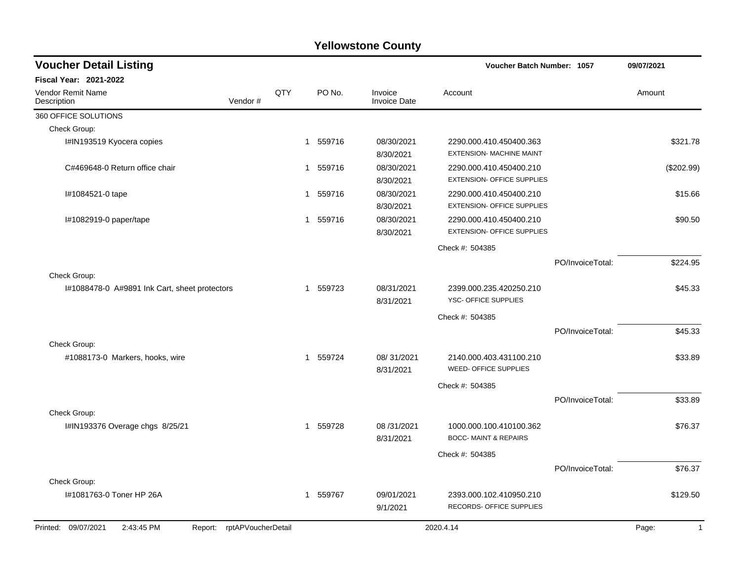# Yellowstone County

## Voucher Detail Listing

**Voucher Batch Number: 1057** 09/07/2021

**Fiscal Year: 2021-2022**

| Vendor Remit Name / Description | Vendor # | QTY | PO No. | Invoice / Invoice Date | Account | Amount |
|---|---|---|---|---|---|---|
| 360 OFFICE SOLUTIONS | | | | | | |
| Check Group: | | | | | | |
| I#IN193519 Kyocera copies | | 1 | 559716 | 08/30/2021<br>8/30/2021 | 2290.000.410.450400.363<br>EXTENSION- MACHINE MAINT | $321.78 |
| C#469648-0 Return office chair | | 1 | 559716 | 08/30/2021<br>8/30/2021 | 2290.000.410.450400.210<br>EXTENSION- OFFICE SUPPLIES | ($202.99) |
| I#1084521-0 tape | | 1 | 559716 | 08/30/2021<br>8/30/2021 | 2290.000.410.450400.210<br>EXTENSION- OFFICE SUPPLIES | $15.66 |
| I#1082919-0 paper/tape | | 1 | 559716 | 08/30/2021<br>8/30/2021 | 2290.000.410.450400.210<br>EXTENSION- OFFICE SUPPLIES | $90.50 |
| | | | | | Check #: 504385 | |
| | | | | | PO/InvoiceTotal: | $224.95 |
| Check Group: | | | | | | |
| I#1088478-0 A#9891 Ink Cart, sheet protectors | | 1 | 559723 | 08/31/2021<br>8/31/2021 | 2399.000.235.420250.210<br>YSC- OFFICE SUPPLIES | $45.33 |
| | | | | | Check #: 504385 | |
| | | | | | PO/InvoiceTotal: | $45.33 |
| Check Group: | | | | | | |
| #1088173-0 Markers, hooks, wire | | 1 | 559724 | 08/ 31/2021<br>8/31/2021 | 2140.000.403.431100.210<br>WEED- OFFICE SUPPLIES | $33.89 |
| | | | | | Check #: 504385 | |
| | | | | | PO/InvoiceTotal: | $33.89 |
| Check Group: | | | | | | |
| I#IN193376 Overage chgs 8/25/21 | | 1 | 559728 | 08 /31/2021<br>8/31/2021 | 1000.000.100.410100.362<br>BOCC- MAINT & REPAIRS | $76.37 |
| | | | | | Check #: 504385 | |
| | | | | | PO/InvoiceTotal: | $76.37 |
| Check Group: | | | | | | |
| I#1081763-0 Toner HP 26A | | 1 | 559767 | 09/01/2021<br>9/1/2021 | 2393.000.102.410950.210<br>RECORDS- OFFICE SUPPLIES | $129.50 |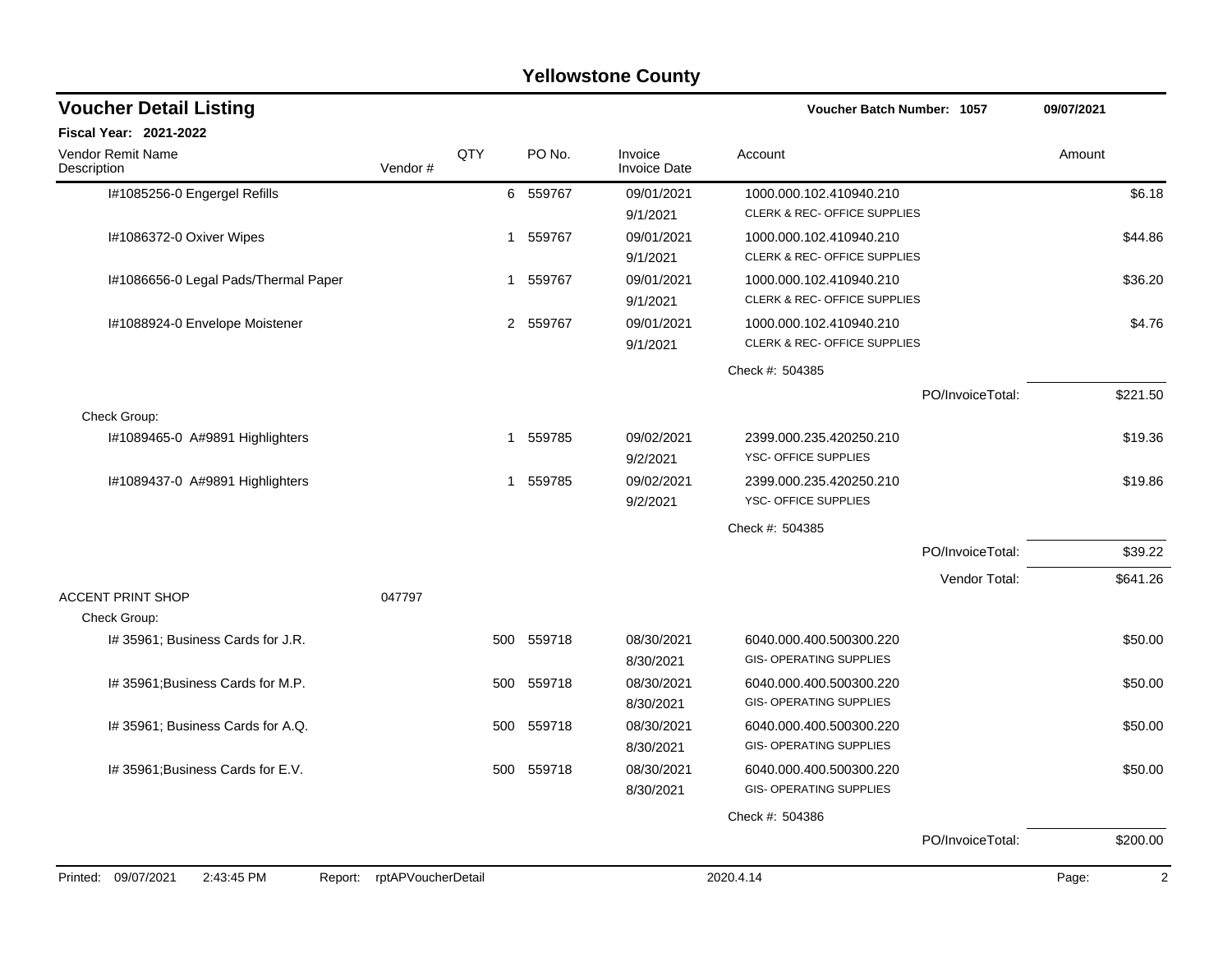# Yellowstone County

## Voucher Detail Listing

**Voucher Batch Number: 1057** 09/07/2021

**Fiscal Year: 2021-2022**

| Vendor Remit Name / Description | Vendor # | QTY | PO No. | Invoice / Invoice Date | Account | Amount |
|---|---|---|---|---|---|---|
| I#1085256-0 Engergel Refills | | 6 | 559767 | 09/01/2021<br>9/1/2021 | 1000.000.102.410940.210<br>CLERK & REC- OFFICE SUPPLIES | $6.18 |
| I#1086372-0 Oxiver Wipes | | 1 | 559767 | 09/01/2021<br>9/1/2021 | 1000.000.102.410940.210<br>CLERK & REC- OFFICE SUPPLIES | $44.86 |
| I#1086656-0 Legal Pads/Thermal Paper | | 1 | 559767 | 09/01/2021<br>9/1/2021 | 1000.000.102.410940.210<br>CLERK & REC- OFFICE SUPPLIES | $36.20 |
| I#1088924-0 Envelope Moistener | | 2 | 559767 | 09/01/2021<br>9/1/2021 | 1000.000.102.410940.210<br>CLERK & REC- OFFICE SUPPLIES | $4.76 |
| | | | | | Check #: 504385 | |
| | | | | | PO/InvoiceTotal: | $221.50 |
| Check Group: | | | | | | |
| I#1089465-0 A#9891 Highlighters | | 1 | 559785 | 09/02/2021<br>9/2/2021 | 2399.000.235.420250.210<br>YSC- OFFICE SUPPLIES | $19.36 |
| I#1089437-0 A#9891 Highlighters | | 1 | 559785 | 09/02/2021<br>9/2/2021 | 2399.000.235.420250.210<br>YSC- OFFICE SUPPLIES | $19.86 |
| | | | | | Check #: 504385 | |
| | | | | | PO/InvoiceTotal: | $39.22 |
| | | | | | Vendor Total: | $641.26 |
| ACCENT PRINT SHOP | 047797 | | | | | |
| Check Group: | | | | | | |
| I# 35961; Business Cards for J.R. | | 500 | 559718 | 08/30/2021<br>8/30/2021 | 6040.000.400.500300.220<br>GIS- OPERATING SUPPLIES | $50.00 |
| I# 35961;Business Cards for M.P. | | 500 | 559718 | 08/30/2021<br>8/30/2021 | 6040.000.400.500300.220<br>GIS- OPERATING SUPPLIES | $50.00 |
| I# 35961; Business Cards for A.Q. | | 500 | 559718 | 08/30/2021<br>8/30/2021 | 6040.000.400.500300.220<br>GIS- OPERATING SUPPLIES | $50.00 |
| I# 35961;Business Cards for E.V. | | 500 | 559718 | 08/30/2021<br>8/30/2021 | 6040.000.400.500300.220<br>GIS- OPERATING SUPPLIES | $50.00 |
| | | | | | Check #: 504386 | |
| | | | | | PO/InvoiceTotal: | $200.00 |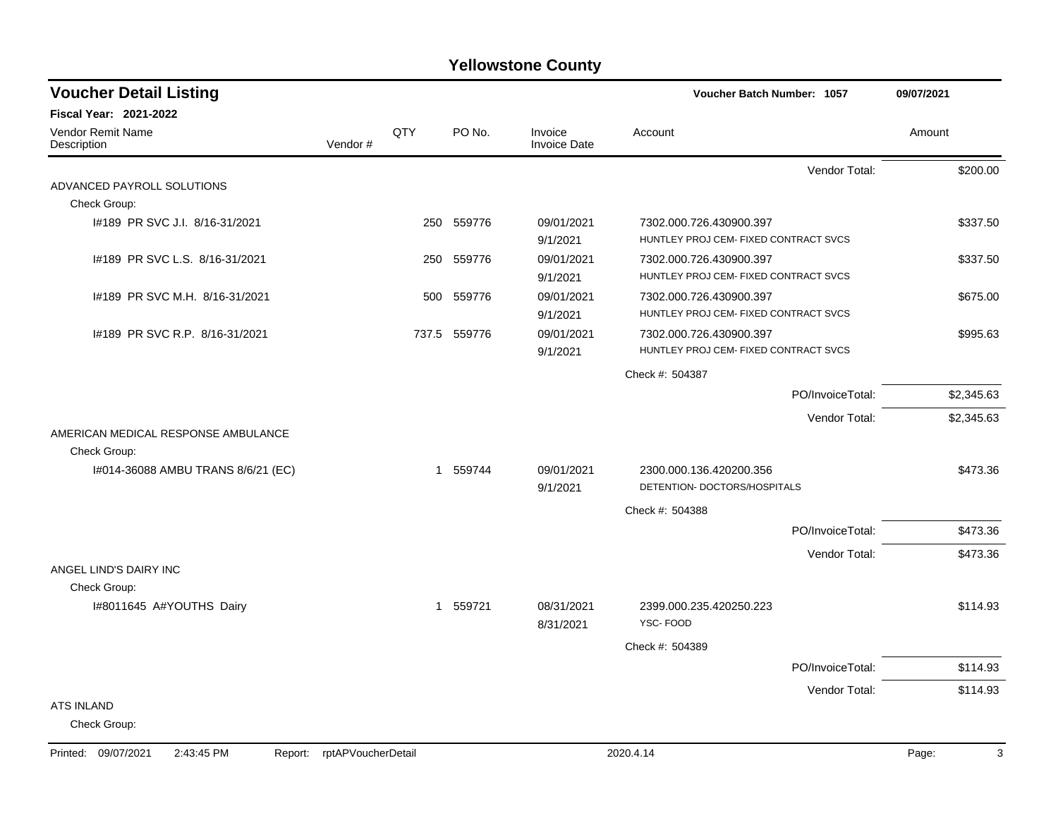# Yellowstone County

## Voucher Detail Listing

**Voucher Batch Number: 1057** — 09/07/2021

**Fiscal Year: 2021-2022**

| Vendor Remit Name / Description | Vendor # | QTY | PO No. | Invoice / Invoice Date | Account | Amount |
|---|---|---|---|---|---|---|
| | | | | | Vendor Total: | $200.00 |
| ADVANCED PAYROLL SOLUTIONS | | | | | | |
| Check Group: | | | | | | |
| I#189 PR SVC J.I. 8/16-31/2021 | | 250 | 559776 | 09/01/2021<br>9/1/2021 | 7302.000.726.430900.397<br>HUNTLEY PROJ CEM- FIXED CONTRACT SVCS | $337.50 |
| I#189 PR SVC L.S. 8/16-31/2021 | | 250 | 559776 | 09/01/2021<br>9/1/2021 | 7302.000.726.430900.397<br>HUNTLEY PROJ CEM- FIXED CONTRACT SVCS | $337.50 |
| I#189 PR SVC M.H. 8/16-31/2021 | | 500 | 559776 | 09/01/2021<br>9/1/2021 | 7302.000.726.430900.397<br>HUNTLEY PROJ CEM- FIXED CONTRACT SVCS | $675.00 |
| I#189 PR SVC R.P. 8/16-31/2021 | | 737.5 | 559776 | 09/01/2021<br>9/1/2021 | 7302.000.726.430900.397<br>HUNTLEY PROJ CEM- FIXED CONTRACT SVCS | $995.63 |
| | | | | | Check #: 504387 | |
| | | | | | PO/InvoiceTotal: | $2,345.63 |
| | | | | | Vendor Total: | $2,345.63 |
| AMERICAN MEDICAL RESPONSE AMBULANCE | | | | | | |
| Check Group: | | | | | | |
| I#014-36088 AMBU TRANS 8/6/21 (EC) | | 1 | 559744 | 09/01/2021<br>9/1/2021 | 2300.000.136.420200.356<br>DETENTION- DOCTORS/HOSPITALS | $473.36 |
| | | | | | Check #: 504388 | |
| | | | | | PO/InvoiceTotal: | $473.36 |
| | | | | | Vendor Total: | $473.36 |
| ANGEL LIND'S DAIRY INC | | | | | | |
| Check Group: | | | | | | |
| I#8011645 A#YOUTHS Dairy | | 1 | 559721 | 08/31/2021<br>8/31/2021 | 2399.000.235.420250.223<br>YSC- FOOD | $114.93 |
| | | | | | Check #: 504389 | |
| | | | | | PO/InvoiceTotal: | $114.93 |
| | | | | | Vendor Total: | $114.93 |
| ATS INLAND | | | | | | |
| Check Group: | | | | | | |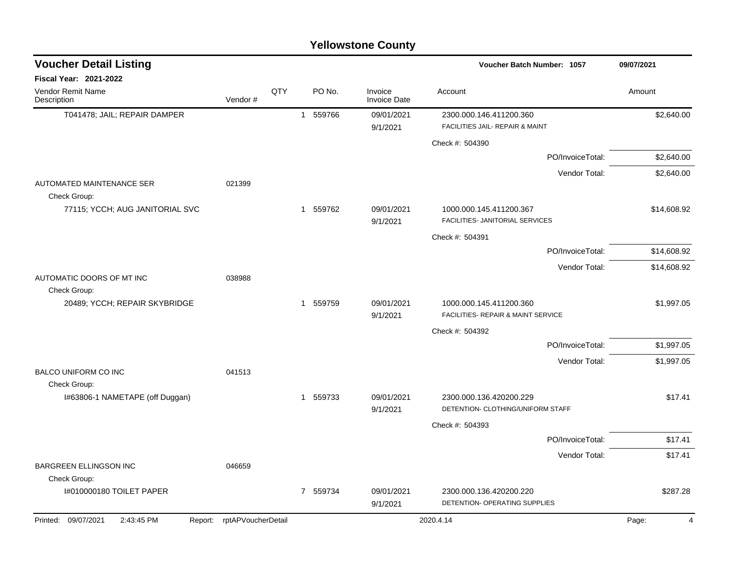# Yellowstone County

## Voucher Detail Listing

**Voucher Batch Number: 1057** — 09/07/2021

**Fiscal Year: 2021-2022**

| Vendor Remit Name / Description | Vendor # | QTY | PO No. | Invoice / Invoice Date | Account | Amount |
|---|---|---|---|---|---|---|
| T041478; JAIL; REPAIR DAMPER | | 1 | 559766 | 09/01/2021 / 9/1/2021 | 2300.000.146.411200.360 FACILITIES JAIL- REPAIR & MAINT | $2,640.00 |
| | | | | | Check #: 504390 | |
| | | | | | PO/InvoiceTotal: | $2,640.00 |
| | | | | | Vendor Total: | $2,640.00 |
| AUTOMATED MAINTENANCE SER | 021399 | | | | | |
| Check Group: | | | | | | |
| 77115; YCCH; AUG JANITORIAL SVC | | 1 | 559762 | 09/01/2021 / 9/1/2021 | 1000.000.145.411200.367 FACILITIES- JANITORIAL SERVICES | $14,608.92 |
| | | | | | Check #: 504391 | |
| | | | | | PO/InvoiceTotal: | $14,608.92 |
| | | | | | Vendor Total: | $14,608.92 |
| AUTOMATIC DOORS OF MT INC | 038988 | | | | | |
| Check Group: | | | | | | |
| 20489; YCCH; REPAIR SKYBRIDGE | | 1 | 559759 | 09/01/2021 / 9/1/2021 | 1000.000.145.411200.360 FACILITIES- REPAIR & MAINT SERVICE | $1,997.05 |
| | | | | | Check #: 504392 | |
| | | | | | PO/InvoiceTotal: | $1,997.05 |
| | | | | | Vendor Total: | $1,997.05 |
| BALCO UNIFORM CO INC | 041513 | | | | | |
| Check Group: | | | | | | |
| I#63806-1 NAMETAPE (off Duggan) | | 1 | 559733 | 09/01/2021 / 9/1/2021 | 2300.000.136.420200.229 DETENTION- CLOTHING/UNIFORM STAFF | $17.41 |
| | | | | | Check #: 504393 | |
| | | | | | PO/InvoiceTotal: | $17.41 |
| | | | | | Vendor Total: | $17.41 |
| BARGREEN ELLINGSON INC | 046659 | | | | | |
| Check Group: | | | | | | |
| I#010000180 TOILET PAPER | | 7 | 559734 | 09/01/2021 / 9/1/2021 | 2300.000.136.420200.220 DETENTION- OPERATING SUPPLIES | $287.28 |

Printed: 09/07/2021 2:43:45 PM Report: rptAPVoucherDetail 2020.4.14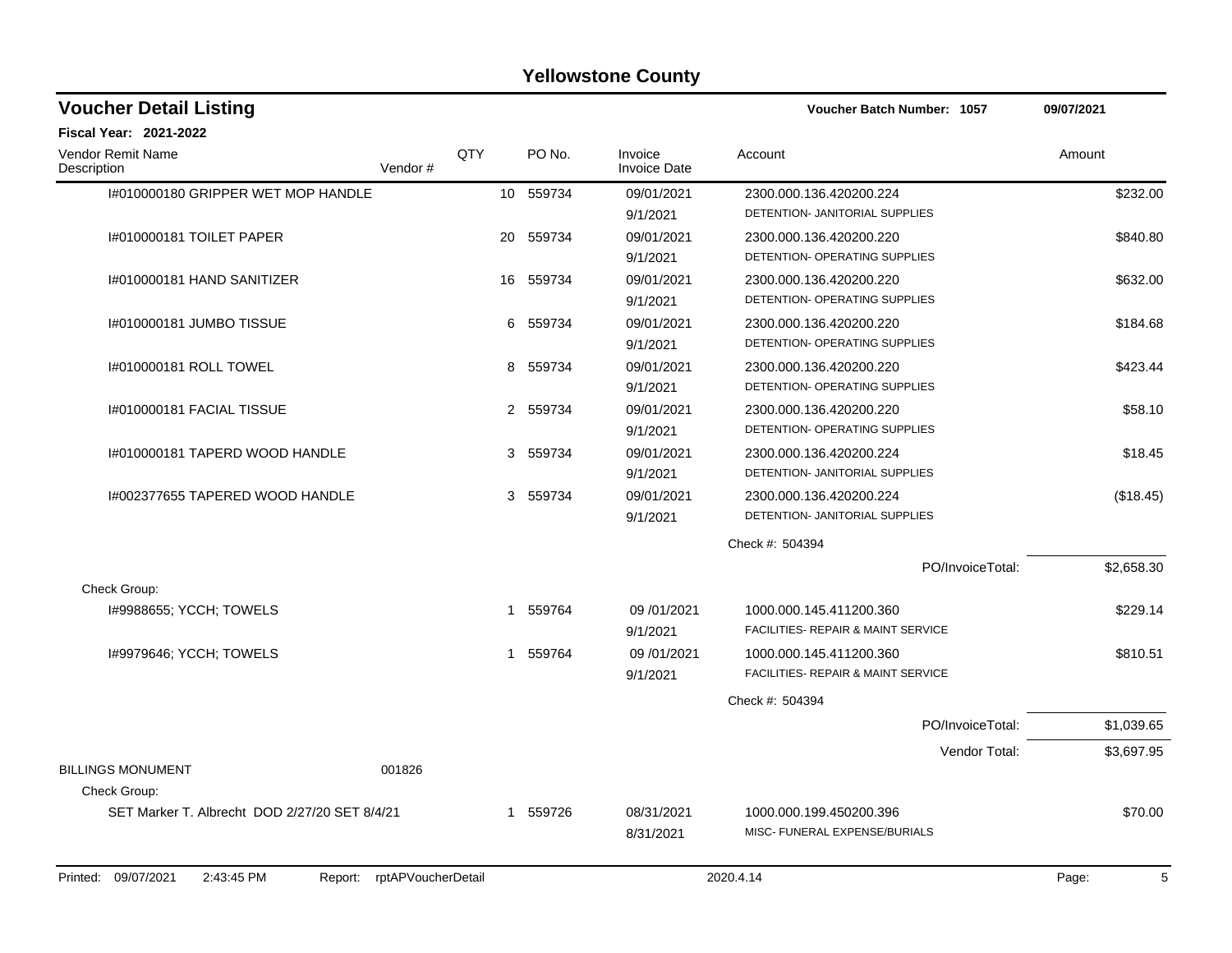# Yellowstone County

## Voucher Detail Listing

**Voucher Batch Number: 1057** 09/07/2021

**Fiscal Year: 2021-2022**

| Vendor Remit Name / Description | Vendor # | QTY | PO No. | Invoice / Invoice Date | Account | Amount |
|---|---|---|---|---|---|---|
| I#010000180 GRIPPER WET MOP HANDLE | | 10 | 559734 | 09/01/2021 9/1/2021 | 2300.000.136.420200.224 DETENTION- JANITORIAL SUPPLIES | $232.00 |
| I#010000181 TOILET PAPER | | 20 | 559734 | 09/01/2021 9/1/2021 | 2300.000.136.420200.220 DETENTION- OPERATING SUPPLIES | $840.80 |
| I#010000181 HAND SANITIZER | | 16 | 559734 | 09/01/2021 9/1/2021 | 2300.000.136.420200.220 DETENTION- OPERATING SUPPLIES | $632.00 |
| I#010000181 JUMBO TISSUE | | 6 | 559734 | 09/01/2021 9/1/2021 | 2300.000.136.420200.220 DETENTION- OPERATING SUPPLIES | $184.68 |
| I#010000181 ROLL TOWEL | | 8 | 559734 | 09/01/2021 9/1/2021 | 2300.000.136.420200.220 DETENTION- OPERATING SUPPLIES | $423.44 |
| I#010000181 FACIAL TISSUE | | 2 | 559734 | 09/01/2021 9/1/2021 | 2300.000.136.420200.220 DETENTION- OPERATING SUPPLIES | $58.10 |
| I#010000181 TAPERD WOOD HANDLE | | 3 | 559734 | 09/01/2021 9/1/2021 | 2300.000.136.420200.224 DETENTION- JANITORIAL SUPPLIES | $18.45 |
| I#002377655 TAPERED WOOD HANDLE | | 3 | 559734 | 09/01/2021 9/1/2021 | 2300.000.136.420200.224 DETENTION- JANITORIAL SUPPLIES | ($18.45) |
| | | | | | Check #: 504394 | |
| | | | | | PO/InvoiceTotal: | $2,658.30 |
| Check Group: | | | | | | |
| I#9988655; YCCH; TOWELS | | 1 | 559764 | 09 /01/2021 9/1/2021 | 1000.000.145.411200.360 FACILITIES- REPAIR & MAINT SERVICE | $229.14 |
| I#9979646; YCCH; TOWELS | | 1 | 559764 | 09 /01/2021 9/1/2021 | 1000.000.145.411200.360 FACILITIES- REPAIR & MAINT SERVICE | $810.51 |
| | | | | | Check #: 504394 | |
| | | | | | PO/InvoiceTotal: | $1,039.65 |
| | | | | | Vendor Total: | $3,697.95 |
| BILLINGS MONUMENT | 001826 | | | | | |
| Check Group: | | | | | | |
| SET Marker T. Albrecht DOD 2/27/20 SET 8/4/21 | | 1 | 559726 | 08/31/2021 8/31/2021 | 1000.000.199.450200.396 MISC- FUNERAL EXPENSE/BURIALS | $70.00 |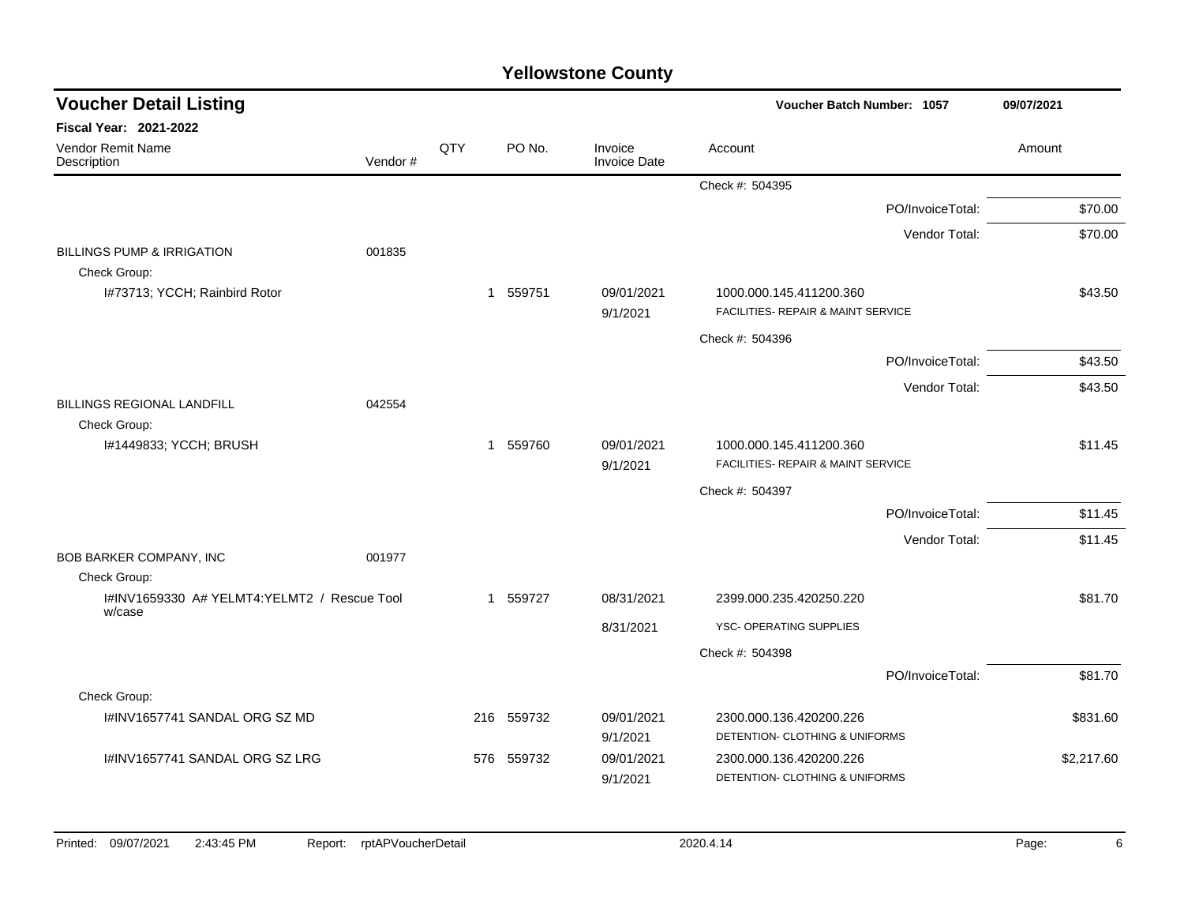# Yellowstone County

## Voucher Detail Listing

**Voucher Batch Number: 1057** 09/07/2021

**Fiscal Year: 2021-2022**

| Vendor Remit Name / Description | Vendor # | QTY | PO No. | Invoice / Invoice Date | Account | Amount |
|---|---|---|---|---|---|---|
| | | | | | Check #: 504395 | |
| | | | | | PO/InvoiceTotal: | $70.00 |
| | | | | | Vendor Total: | $70.00 |
| BILLINGS PUMP & IRRIGATION | 001835 | | | | | |
| Check Group: | | | | | | |
| I#73713; YCCH; Rainbird Rotor | | 1 | 559751 | 09/01/2021 / 9/1/2021 | 1000.000.145.411200.360 FACILITIES- REPAIR & MAINT SERVICE | $43.50 |
| | | | | | Check #: 504396 | |
| | | | | | PO/InvoiceTotal: | $43.50 |
| | | | | | Vendor Total: | $43.50 |
| BILLINGS REGIONAL LANDFILL | 042554 | | | | | |
| Check Group: | | | | | | |
| I#1449833; YCCH; BRUSH | | 1 | 559760 | 09/01/2021 / 9/1/2021 | 1000.000.145.411200.360 FACILITIES- REPAIR & MAINT SERVICE | $11.45 |
| | | | | | Check #: 504397 | |
| | | | | | PO/InvoiceTotal: | $11.45 |
| | | | | | Vendor Total: | $11.45 |
| BOB BARKER COMPANY, INC | 001977 | | | | | |
| Check Group: | | | | | | |
| I#INV1659330 A# YELMT4:YELMT2 / Rescue Tool w/case | | 1 | 559727 | 08/31/2021 / 8/31/2021 | 2399.000.235.420250.220 YSC- OPERATING SUPPLIES | $81.70 |
| | | | | | Check #: 504398 | |
| | | | | | PO/InvoiceTotal: | $81.70 |
| Check Group: | | | | | | |
| I#INV1657741 SANDAL ORG SZ MD | | 216 | 559732 | 09/01/2021 / 9/1/2021 | 2300.000.136.420200.226 DETENTION- CLOTHING & UNIFORMS | $831.60 |
| I#INV1657741 SANDAL ORG SZ LRG | | 576 | 559732 | 09/01/2021 / 9/1/2021 | 2300.000.136.420200.226 DETENTION- CLOTHING & UNIFORMS | $2,217.60 |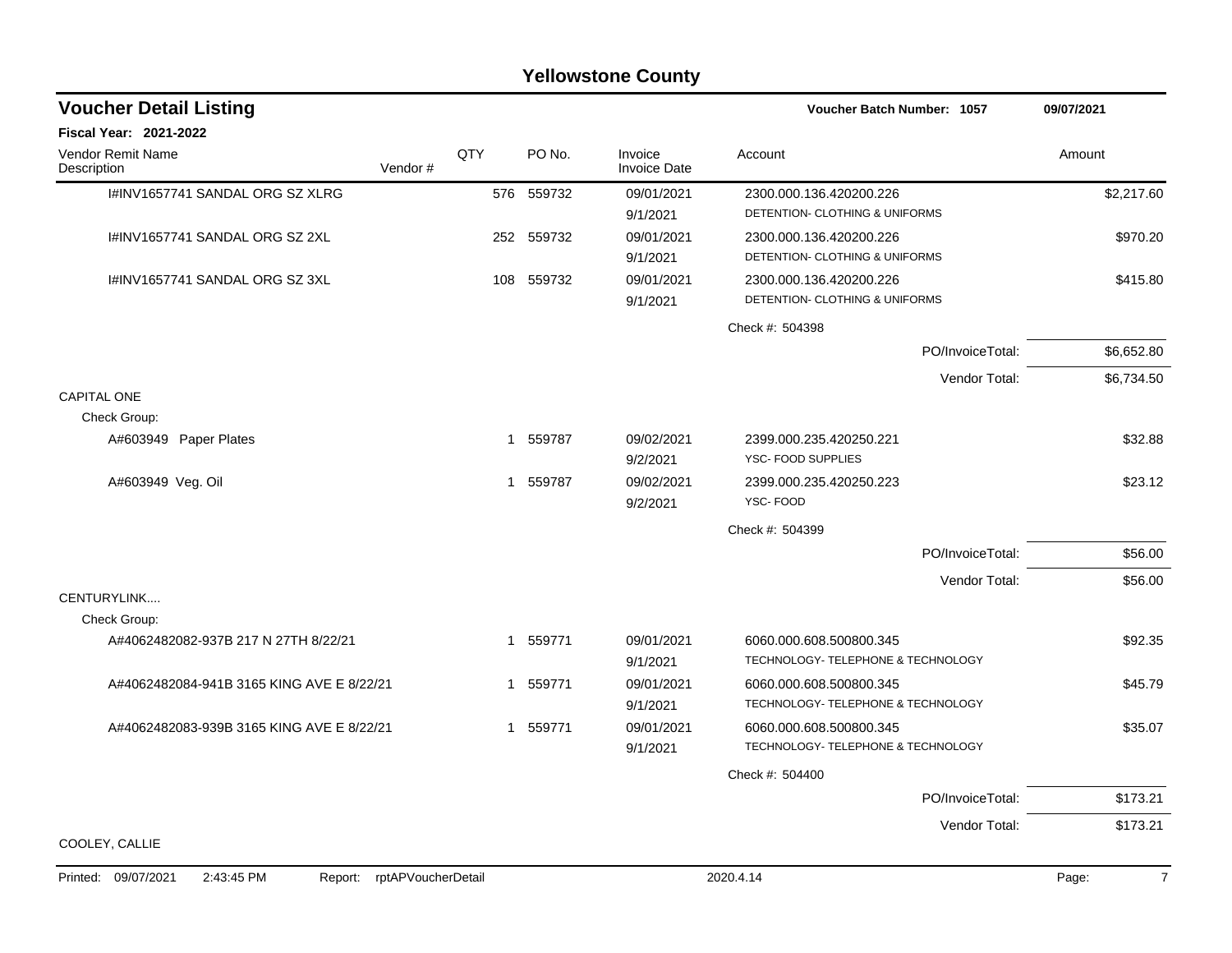# Yellowstone County

## Voucher Detail Listing

**Voucher Batch Number: 1057** — 09/07/2021

**Fiscal Year: 2021-2022**

| Vendor Remit Name / Description | Vendor # | QTY | PO No. | Invoice / Invoice Date | Account | Amount |
|---|---|---|---|---|---|---|
| I#INV1657741 SANDAL ORG SZ XLRG | | 576 | 559732 | 09/01/2021<br>9/1/2021 | 2300.000.136.420200.226<br>DETENTION- CLOTHING & UNIFORMS | $2,217.60 |
| I#INV1657741 SANDAL ORG SZ 2XL | | 252 | 559732 | 09/01/2021<br>9/1/2021 | 2300.000.136.420200.226<br>DETENTION- CLOTHING & UNIFORMS | $970.20 |
| I#INV1657741 SANDAL ORG SZ 3XL | | 108 | 559732 | 09/01/2021<br>9/1/2021 | 2300.000.136.420200.226<br>DETENTION- CLOTHING & UNIFORMS | $415.80 |
| | | | | | Check #: 504398 | |
| | | | | | PO/InvoiceTotal: | $6,652.80 |
| | | | | | Vendor Total: | $6,734.50 |
| CAPITAL ONE | | | | | | |
| Check Group: | | | | | | |
| A#603949 Paper Plates | | 1 | 559787 | 09/02/2021<br>9/2/2021 | 2399.000.235.420250.221<br>YSC- FOOD SUPPLIES | $32.88 |
| A#603949 Veg. Oil | | 1 | 559787 | 09/02/2021<br>9/2/2021 | 2399.000.235.420250.223<br>YSC- FOOD | $23.12 |
| | | | | | Check #: 504399 | |
| | | | | | PO/InvoiceTotal: | $56.00 |
| | | | | | Vendor Total: | $56.00 |
| CENTURYLINK.... | | | | | | |
| Check Group: | | | | | | |
| A#4062482082-937B 217 N 27TH 8/22/21 | | 1 | 559771 | 09/01/2021<br>9/1/2021 | 6060.000.608.500800.345<br>TECHNOLOGY- TELEPHONE & TECHNOLOGY | $92.35 |
| A#4062482084-941B 3165 KING AVE E 8/22/21 | | 1 | 559771 | 09/01/2021<br>9/1/2021 | 6060.000.608.500800.345<br>TECHNOLOGY- TELEPHONE & TECHNOLOGY | $45.79 |
| A#4062482083-939B 3165 KING AVE E 8/22/21 | | 1 | 559771 | 09/01/2021<br>9/1/2021 | 6060.000.608.500800.345<br>TECHNOLOGY- TELEPHONE & TECHNOLOGY | $35.07 |
| | | | | | Check #: 504400 | |
| | | | | | PO/InvoiceTotal: | $173.21 |
| | | | | | Vendor Total: | $173.21 |
| COOLEY, CALLIE | | | | | | |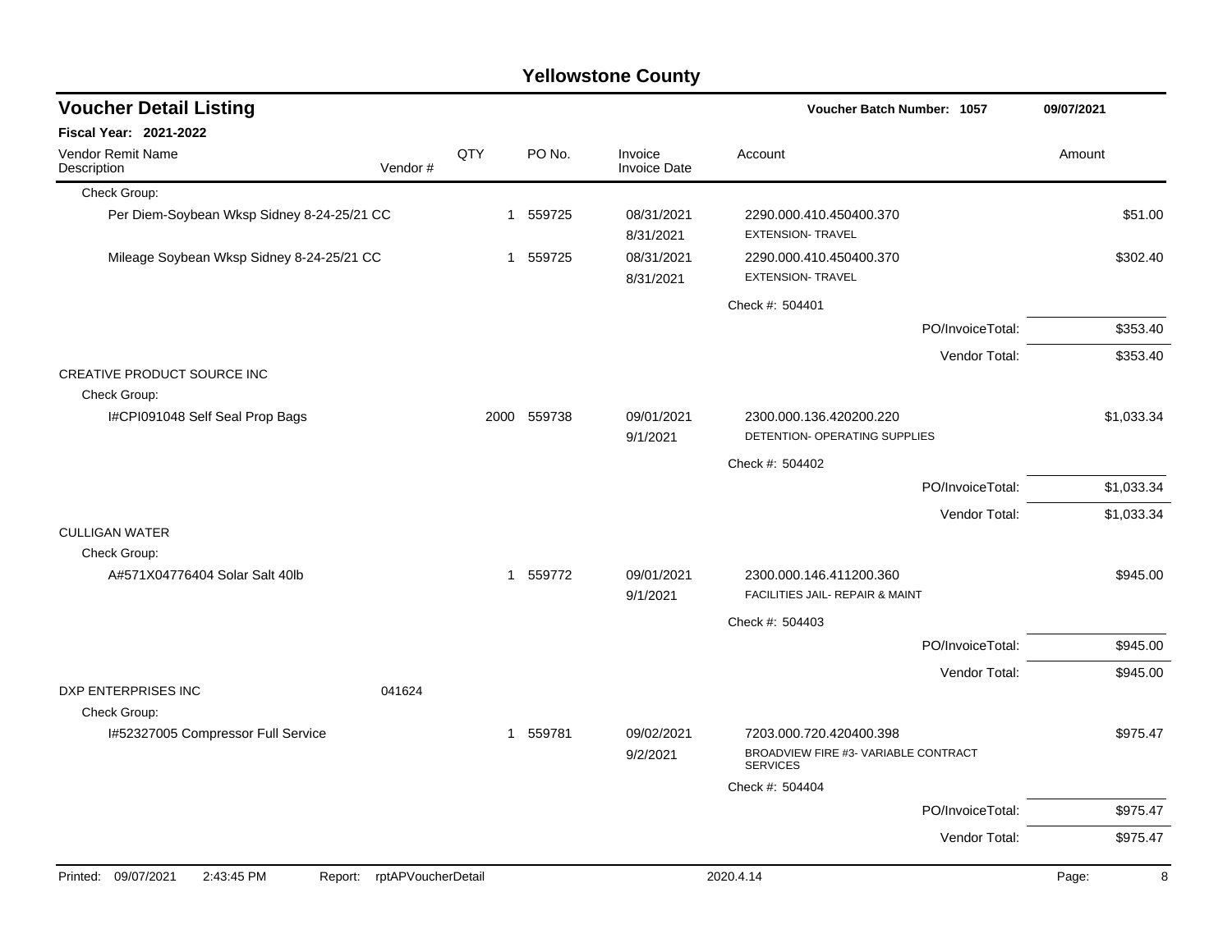# Yellowstone County

## Voucher Detail Listing

**Voucher Batch Number: 1057** 09/07/2021

**Fiscal Year: 2021-2022**

| Vendor Remit Name / Description | Vendor # | QTY | PO No. | Invoice / Invoice Date | Account | Amount |
|---|---|---|---|---|---|---|
| Check Group: | | | | | | |
| Per Diem-Soybean Wksp Sidney 8-24-25/21 CC | | 1 | 559725 | 08/31/2021<br>8/31/2021 | 2290.000.410.450400.370<br>EXTENSION- TRAVEL | $51.00 |
| Mileage Soybean Wksp Sidney 8-24-25/21 CC | | 1 | 559725 | 08/31/2021<br>8/31/2021 | 2290.000.410.450400.370<br>EXTENSION- TRAVEL | $302.40 |
| | | | | | Check #: 504401 | |
| | | | | | PO/InvoiceTotal: | $353.40 |
| | | | | | Vendor Total: | $353.40 |
| CREATIVE PRODUCT SOURCE INC | | | | | | |
| Check Group: | | | | | | |
| I#CPI091048 Self Seal Prop Bags | | 2000 | 559738 | 09/01/2021<br>9/1/2021 | 2300.000.136.420200.220<br>DETENTION- OPERATING SUPPLIES | $1,033.34 |
| | | | | | Check #: 504402 | |
| | | | | | PO/InvoiceTotal: | $1,033.34 |
| | | | | | Vendor Total: | $1,033.34 |
| CULLIGAN WATER | | | | | | |
| Check Group: | | | | | | |
| A#571X04776404 Solar Salt 40lb | | 1 | 559772 | 09/01/2021<br>9/1/2021 | 2300.000.146.411200.360<br>FACILITIES JAIL- REPAIR & MAINT | $945.00 |
| | | | | | Check #: 504403 | |
| | | | | | PO/InvoiceTotal: | $945.00 |
| | | | | | Vendor Total: | $945.00 |
| DXP ENTERPRISES INC | 041624 | | | | | |
| Check Group: | | | | | | |
| I#52327005 Compressor Full Service | | 1 | 559781 | 09/02/2021<br>9/2/2021 | 7203.000.720.420400.398<br>BROADVIEW FIRE #3- VARIABLE CONTRACT SERVICES | $975.47 |
| | | | | | Check #: 504404 | |
| | | | | | PO/InvoiceTotal: | $975.47 |
| | | | | | Vendor Total: | $975.47 |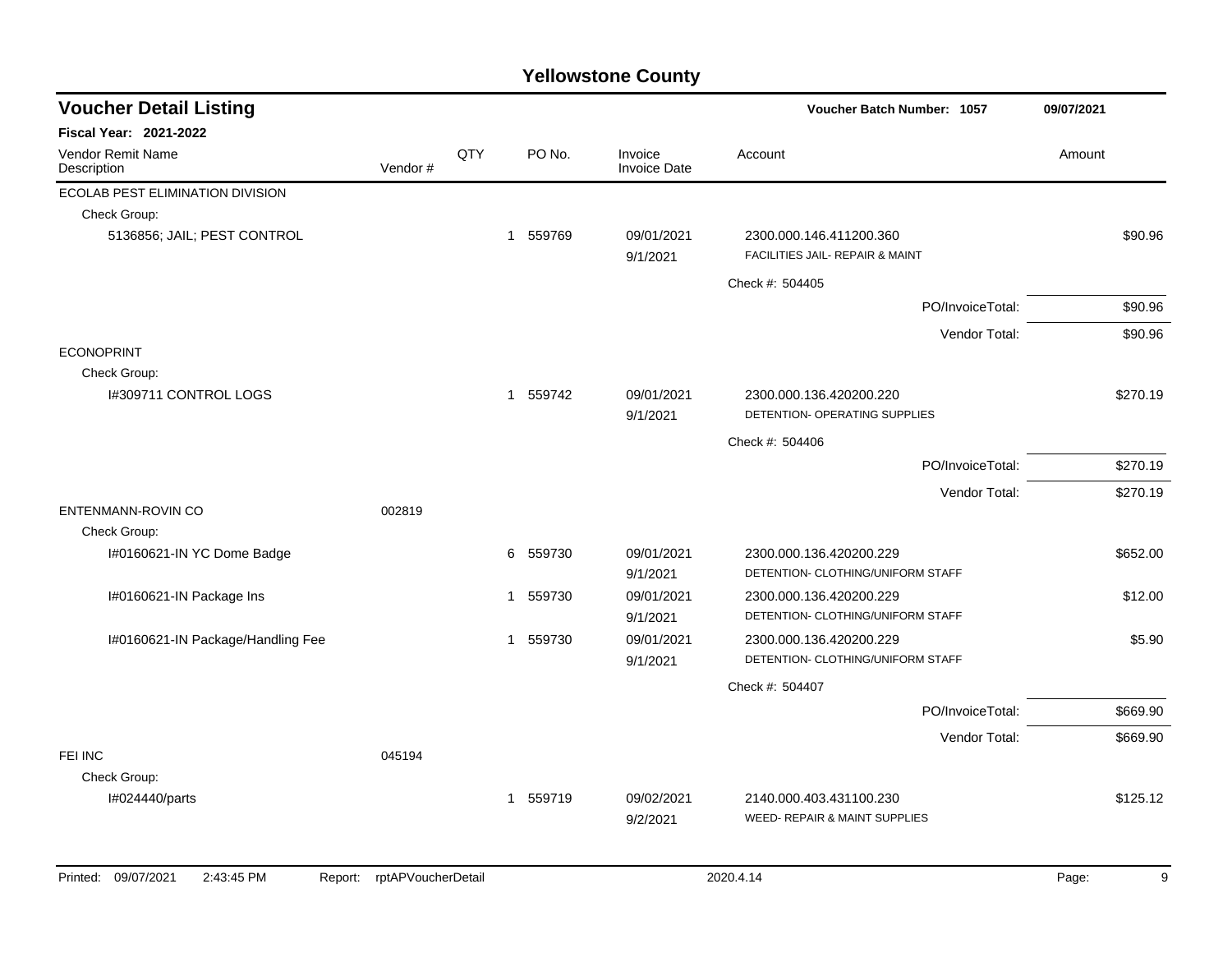# Yellowstone County

## Voucher Detail Listing

**Voucher Batch Number: 1057** — 09/07/2021

**Fiscal Year: 2021-2022**

| Vendor Remit Name / Description | Vendor # | QTY | PO No. | Invoice / Invoice Date | Account | Amount |
|---|---|---|---|---|---|---|
| ECOLAB PEST ELIMINATION DIVISION | | | | | | |
| Check Group: | | | | | | |
| 5136856; JAIL; PEST CONTROL | | 1 | 559769 | 09/01/2021<br>9/1/2021 | 2300.000.146.411200.360<br>FACILITIES JAIL- REPAIR & MAINT | $90.96 |
| | | | | | Check #: 504405 | |
| | | | | | PO/InvoiceTotal: | $90.96 |
| | | | | | Vendor Total: | $90.96 |
| ECONOPRINT | | | | | | |
| Check Group: | | | | | | |
| I#309711 CONTROL LOGS | | 1 | 559742 | 09/01/2021<br>9/1/2021 | 2300.000.136.420200.220<br>DETENTION- OPERATING SUPPLIES | $270.19 |
| | | | | | Check #: 504406 | |
| | | | | | PO/InvoiceTotal: | $270.19 |
| | | | | | Vendor Total: | $270.19 |
| ENTENMANN-ROVIN CO | 002819 | | | | | |
| Check Group: | | | | | | |
| I#0160621-IN YC Dome Badge | | 6 | 559730 | 09/01/2021<br>9/1/2021 | 2300.000.136.420200.229<br>DETENTION- CLOTHING/UNIFORM STAFF | $652.00 |
| I#0160621-IN Package Ins | | 1 | 559730 | 09/01/2021<br>9/1/2021 | 2300.000.136.420200.229<br>DETENTION- CLOTHING/UNIFORM STAFF | $12.00 |
| I#0160621-IN Package/Handling Fee | | 1 | 559730 | 09/01/2021<br>9/1/2021 | 2300.000.136.420200.229<br>DETENTION- CLOTHING/UNIFORM STAFF | $5.90 |
| | | | | | Check #: 504407 | |
| | | | | | PO/InvoiceTotal: | $669.90 |
| | | | | | Vendor Total: | $669.90 |
| FEI INC | 045194 | | | | | |
| Check Group: | | | | | | |
| I#024440/parts | | 1 | 559719 | 09/02/2021<br>9/2/2021 | 2140.000.403.431100.230<br>WEED- REPAIR & MAINT SUPPLIES | $125.12 |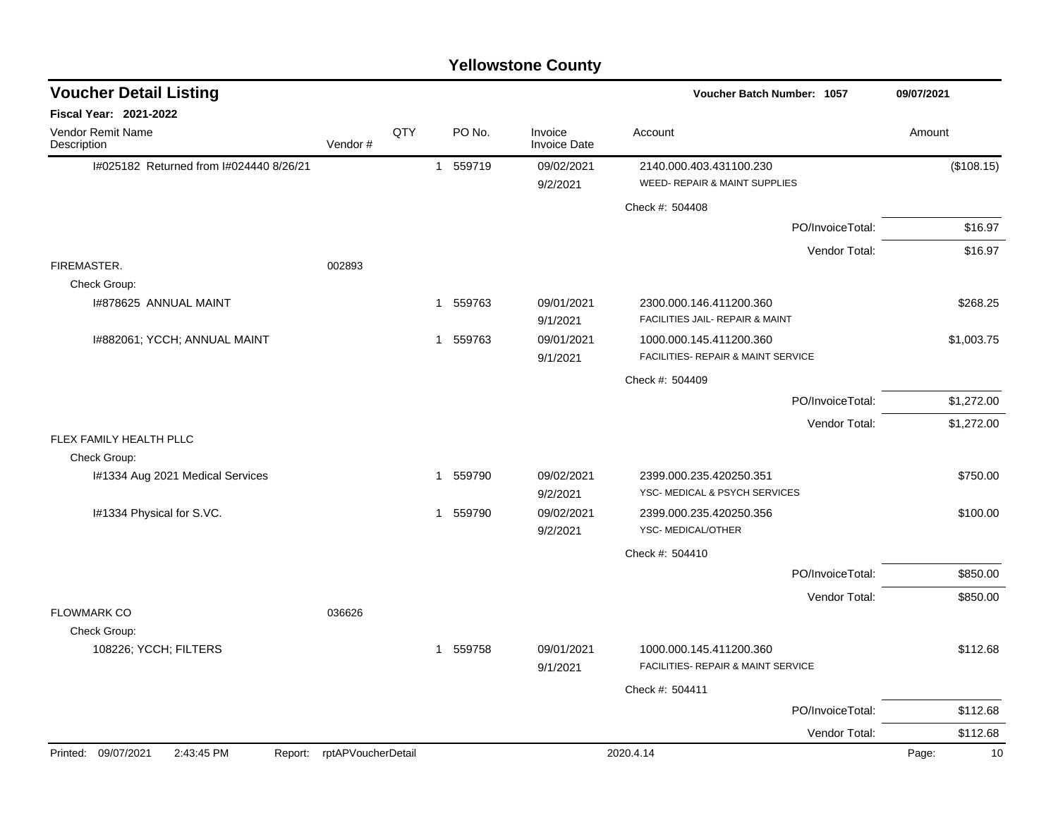# Yellowstone County

## Voucher Detail Listing

Voucher Batch Number: 1057 — 09/07/2021

**Fiscal Year: 2021-2022**

| Vendor Remit Name / Description | Vendor # | QTY | PO No. | Invoice / Invoice Date | Account | Amount |
|---|---|---|---|---|---|---|
| I#025182 Returned from I#024440 8/26/21 | | 1 | 559719 | 09/02/2021<br>9/2/2021 | 2140.000.403.431100.230<br>WEED- REPAIR & MAINT SUPPLIES | ($108.15) |
| | | | | | Check #: 504408 | |
| | | | | | PO/InvoiceTotal: | $16.97 |
| | | | | | Vendor Total: | $16.97 |
| FIREMASTER. | 002893 | | | | | |
| Check Group: | | | | | | |
| I#878625 ANNUAL MAINT | | 1 | 559763 | 09/01/2021<br>9/1/2021 | 2300.000.146.411200.360<br>FACILITIES JAIL- REPAIR & MAINT | $268.25 |
| I#882061; YCCH; ANNUAL MAINT | | 1 | 559763 | 09/01/2021<br>9/1/2021 | 1000.000.145.411200.360<br>FACILITIES- REPAIR & MAINT SERVICE | $1,003.75 |
| | | | | | Check #: 504409 | |
| | | | | | PO/InvoiceTotal: | $1,272.00 |
| | | | | | Vendor Total: | $1,272.00 |
| FLEX FAMILY HEALTH PLLC | | | | | | |
| Check Group: | | | | | | |
| I#1334 Aug 2021 Medical Services | | 1 | 559790 | 09/02/2021<br>9/2/2021 | 2399.000.235.420250.351<br>YSC- MEDICAL & PSYCH SERVICES | $750.00 |
| I#1334 Physical for S.VC. | | 1 | 559790 | 09/02/2021<br>9/2/2021 | 2399.000.235.420250.356<br>YSC- MEDICAL/OTHER | $100.00 |
| | | | | | Check #: 504410 | |
| | | | | | PO/InvoiceTotal: | $850.00 |
| | | | | | Vendor Total: | $850.00 |
| FLOWMARK CO | 036626 | | | | | |
| Check Group: | | | | | | |
| 108226; YCCH; FILTERS | | 1 | 559758 | 09/01/2021<br>9/1/2021 | 1000.000.145.411200.360<br>FACILITIES- REPAIR & MAINT SERVICE | $112.68 |
| | | | | | Check #: 504411 | |
| | | | | | PO/InvoiceTotal: | $112.68 |
| | | | | | Vendor Total: | $112.68 |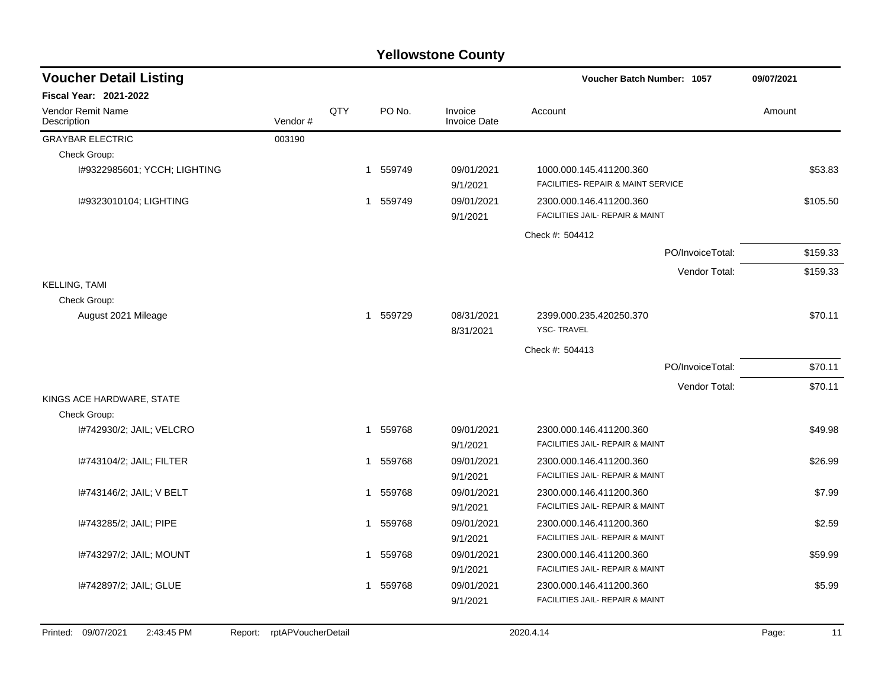# Yellowstone County

## Voucher Detail Listing

**Voucher Batch Number: 1057** — 09/07/2021

**Fiscal Year: 2021-2022**

| Vendor Remit Name / Description | Vendor # | QTY | PO No. | Invoice / Invoice Date | Account | Amount |
|---|---|---|---|---|---|---|
| GRAYBAR ELECTRIC | 003190 | | | | | |
| Check Group: | | | | | | |
| I#9322985601; YCCH; LIGHTING | | 1 | 559749 | 09/01/2021<br>9/1/2021 | 1000.000.145.411200.360<br>FACILITIES- REPAIR & MAINT SERVICE | $53.83 |
| I#9323010104; LIGHTING | | 1 | 559749 | 09/01/2021<br>9/1/2021 | 2300.000.146.411200.360<br>FACILITIES JAIL- REPAIR & MAINT | $105.50 |
| | | | | | Check #: 504412 | |
| | | | | | PO/InvoiceTotal: | $159.33 |
| | | | | | Vendor Total: | $159.33 |
| KELLING, TAMI | | | | | | |
| Check Group: | | | | | | |
| August 2021 Mileage | | 1 | 559729 | 08/31/2021<br>8/31/2021 | 2399.000.235.420250.370<br>YSC- TRAVEL | $70.11 |
| | | | | | Check #: 504413 | |
| | | | | | PO/InvoiceTotal: | $70.11 |
| | | | | | Vendor Total: | $70.11 |
| KINGS ACE HARDWARE, STATE | | | | | | |
| Check Group: | | | | | | |
| I#742930/2; JAIL; VELCRO | | 1 | 559768 | 09/01/2021<br>9/1/2021 | 2300.000.146.411200.360<br>FACILITIES JAIL- REPAIR & MAINT | $49.98 |
| I#743104/2; JAIL; FILTER | | 1 | 559768 | 09/01/2021<br>9/1/2021 | 2300.000.146.411200.360<br>FACILITIES JAIL- REPAIR & MAINT | $26.99 |
| I#743146/2; JAIL; V BELT | | 1 | 559768 | 09/01/2021<br>9/1/2021 | 2300.000.146.411200.360<br>FACILITIES JAIL- REPAIR & MAINT | $7.99 |
| I#743285/2; JAIL; PIPE | | 1 | 559768 | 09/01/2021<br>9/1/2021 | 2300.000.146.411200.360<br>FACILITIES JAIL- REPAIR & MAINT | $2.59 |
| I#743297/2; JAIL; MOUNT | | 1 | 559768 | 09/01/2021<br>9/1/2021 | 2300.000.146.411200.360<br>FACILITIES JAIL- REPAIR & MAINT | $59.99 |
| I#742897/2; JAIL; GLUE | | 1 | 559768 | 09/01/2021<br>9/1/2021 | 2300.000.146.411200.360<br>FACILITIES JAIL- REPAIR & MAINT | $5.99 |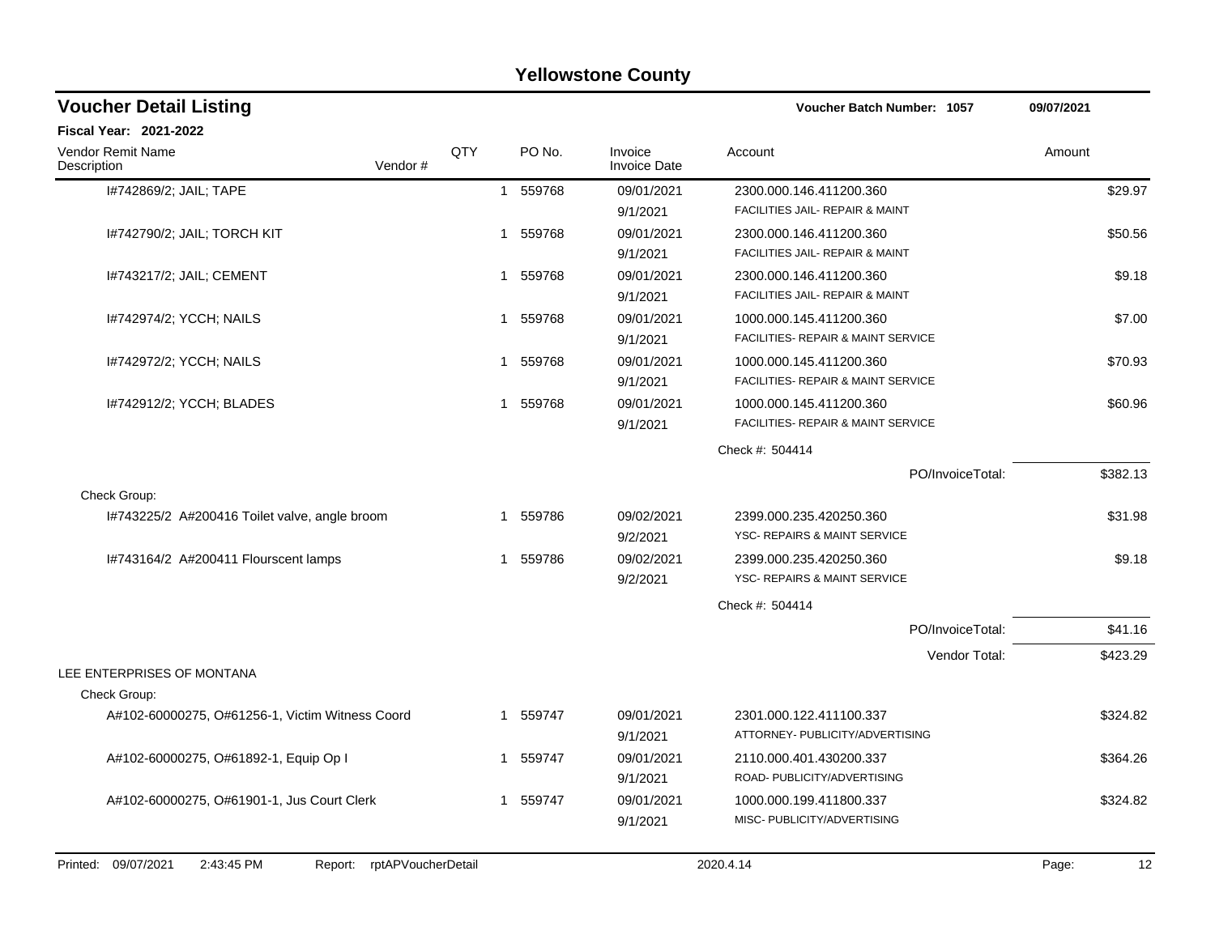# Yellowstone County

## Voucher Detail Listing

Voucher Batch Number: 1057 — 09/07/2021

**Fiscal Year: 2021-2022**

| Vendor Remit Name / Description | Vendor # | QTY | PO No. | Invoice / Invoice Date | Account | Amount |
|---|---|---|---|---|---|---|
| I#742869/2; JAIL; TAPE | | 1 | 559768 | 09/01/2021<br>9/1/2021 | 2300.000.146.411200.360<br>FACILITIES JAIL- REPAIR & MAINT | $29.97 |
| I#742790/2; JAIL; TORCH KIT | | 1 | 559768 | 09/01/2021<br>9/1/2021 | 2300.000.146.411200.360<br>FACILITIES JAIL- REPAIR & MAINT | $50.56 |
| I#743217/2; JAIL; CEMENT | | 1 | 559768 | 09/01/2021<br>9/1/2021 | 2300.000.146.411200.360<br>FACILITIES JAIL- REPAIR & MAINT | $9.18 |
| I#742974/2; YCCH; NAILS | | 1 | 559768 | 09/01/2021<br>9/1/2021 | 1000.000.145.411200.360<br>FACILITIES- REPAIR & MAINT SERVICE | $7.00 |
| I#742972/2; YCCH; NAILS | | 1 | 559768 | 09/01/2021<br>9/1/2021 | 1000.000.145.411200.360<br>FACILITIES- REPAIR & MAINT SERVICE | $70.93 |
| I#742912/2; YCCH; BLADES | | 1 | 559768 | 09/01/2021<br>9/1/2021 | 1000.000.145.411200.360<br>FACILITIES- REPAIR & MAINT SERVICE | $60.96 |
| | | | | | Check #: 504414 | |
| | | | | | PO/InvoiceTotal: | $382.13 |
| Check Group: | | | | | | |
| I#743225/2 A#200416 Toilet valve, angle broom | | 1 | 559786 | 09/02/2021<br>9/2/2021 | 2399.000.235.420250.360<br>YSC- REPAIRS & MAINT SERVICE | $31.98 |
| I#743164/2 A#200411 Flourscent lamps | | 1 | 559786 | 09/02/2021<br>9/2/2021 | 2399.000.235.420250.360<br>YSC- REPAIRS & MAINT SERVICE | $9.18 |
| | | | | | Check #: 504414 | |
| | | | | | PO/InvoiceTotal: | $41.16 |
| | | | | | Vendor Total: | $423.29 |
| LEE ENTERPRISES OF MONTANA | | | | | | |
| Check Group: | | | | | | |
| A#102-60000275, O#61256-1, Victim Witness Coord | | 1 | 559747 | 09/01/2021<br>9/1/2021 | 2301.000.122.411100.337<br>ATTORNEY- PUBLICITY/ADVERTISING | $324.82 |
| A#102-60000275, O#61892-1, Equip Op I | | 1 | 559747 | 09/01/2021<br>9/1/2021 | 2110.000.401.430200.337<br>ROAD- PUBLICITY/ADVERTISING | $364.26 |
| A#102-60000275, O#61901-1, Jus Court Clerk | | 1 | 559747 | 09/01/2021<br>9/1/2021 | 1000.000.199.411800.337<br>MISC- PUBLICITY/ADVERTISING | $324.82 |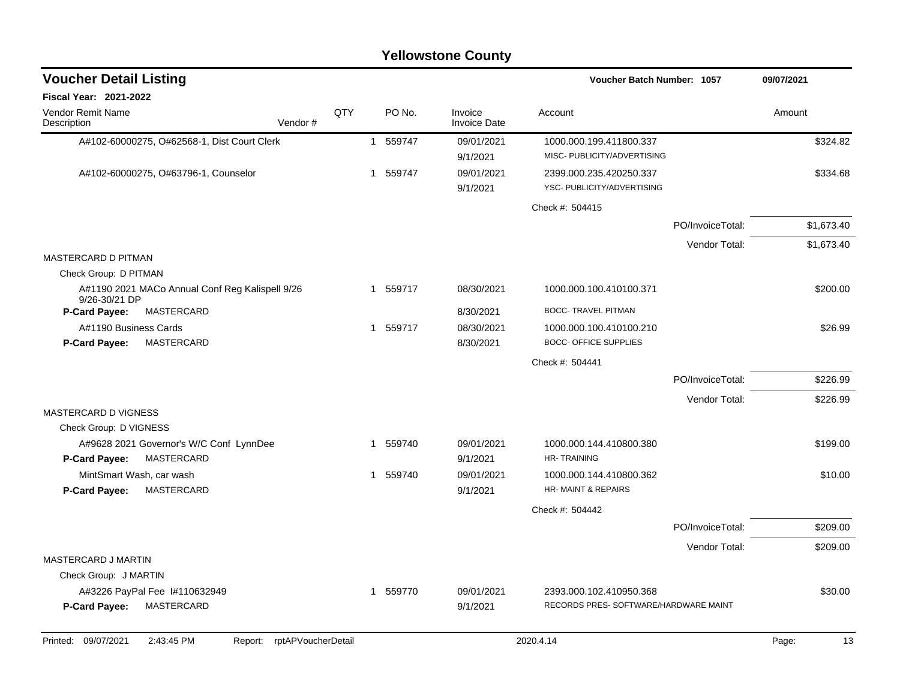# Yellowstone County

## Voucher Detail Listing

**Voucher Batch Number: 1057** 09/07/2021

**Fiscal Year: 2021-2022**

| Vendor Remit Name / Description | Vendor # | QTY | PO No. | Invoice / Invoice Date | Account | Amount |
|---|---|---|---|---|---|---|
| A#102-60000275, O#62568-1, Dist Court Clerk | | 1 | 559747 | 09/01/2021<br>9/1/2021 | 1000.000.199.411800.337<br>MISC- PUBLICITY/ADVERTISING | $324.82 |
| A#102-60000275, O#63796-1, Counselor | | 1 | 559747 | 09/01/2021<br>9/1/2021 | 2399.000.235.420250.337<br>YSC- PUBLICITY/ADVERTISING | $334.68 |
| | | | | | Check #: 504415 | |
| | | | | | PO/InvoiceTotal: | $1,673.40 |
| | | | | | Vendor Total: | $1,673.40 |
| **MASTERCARD D PITMAN** | | | | | | |
| Check Group: D PITMAN | | | | | | |
| A#1190 2021 MACo Annual Conf Reg Kalispell 9/26 9/26-30/21 DP<br>**P-Card Payee:** MASTERCARD | | 1 | 559717 | 08/30/2021<br>8/30/2021 | 1000.000.100.410100.371<br>BOCC- TRAVEL PITMAN | $200.00 |
| A#1190 Business Cards<br>**P-Card Payee:** MASTERCARD | | 1 | 559717 | 08/30/2021<br>8/30/2021 | 1000.000.100.410100.210<br>BOCC- OFFICE SUPPLIES | $26.99 |
| | | | | | Check #: 504441 | |
| | | | | | PO/InvoiceTotal: | $226.99 |
| | | | | | Vendor Total: | $226.99 |
| **MASTERCARD D VIGNESS** | | | | | | |
| Check Group: D VIGNESS | | | | | | |
| A#9628 2021 Governor's W/C Conf LynnDee<br>**P-Card Payee:** MASTERCARD | | 1 | 559740 | 09/01/2021<br>9/1/2021 | 1000.000.144.410800.380<br>HR- TRAINING | $199.00 |
| MintSmart Wash, car wash<br>**P-Card Payee:** MASTERCARD | | 1 | 559740 | 09/01/2021<br>9/1/2021 | 1000.000.144.410800.362<br>HR- MAINT & REPAIRS | $10.00 |
| | | | | | Check #: 504442 | |
| | | | | | PO/InvoiceTotal: | $209.00 |
| | | | | | Vendor Total: | $209.00 |
| **MASTERCARD J MARTIN** | | | | | | |
| Check Group: J MARTIN | | | | | | |
| A#3226 PayPal Fee I#110632949<br>**P-Card Payee:** MASTERCARD | | 1 | 559770 | 09/01/2021<br>9/1/2021 | 2393.000.102.410950.368<br>RECORDS PRES- SOFTWARE/HARDWARE MAINT | $30.00 |

Printed: 09/07/2021 2:43:45 PM Report: rptAPVoucherDetail 2020.4.14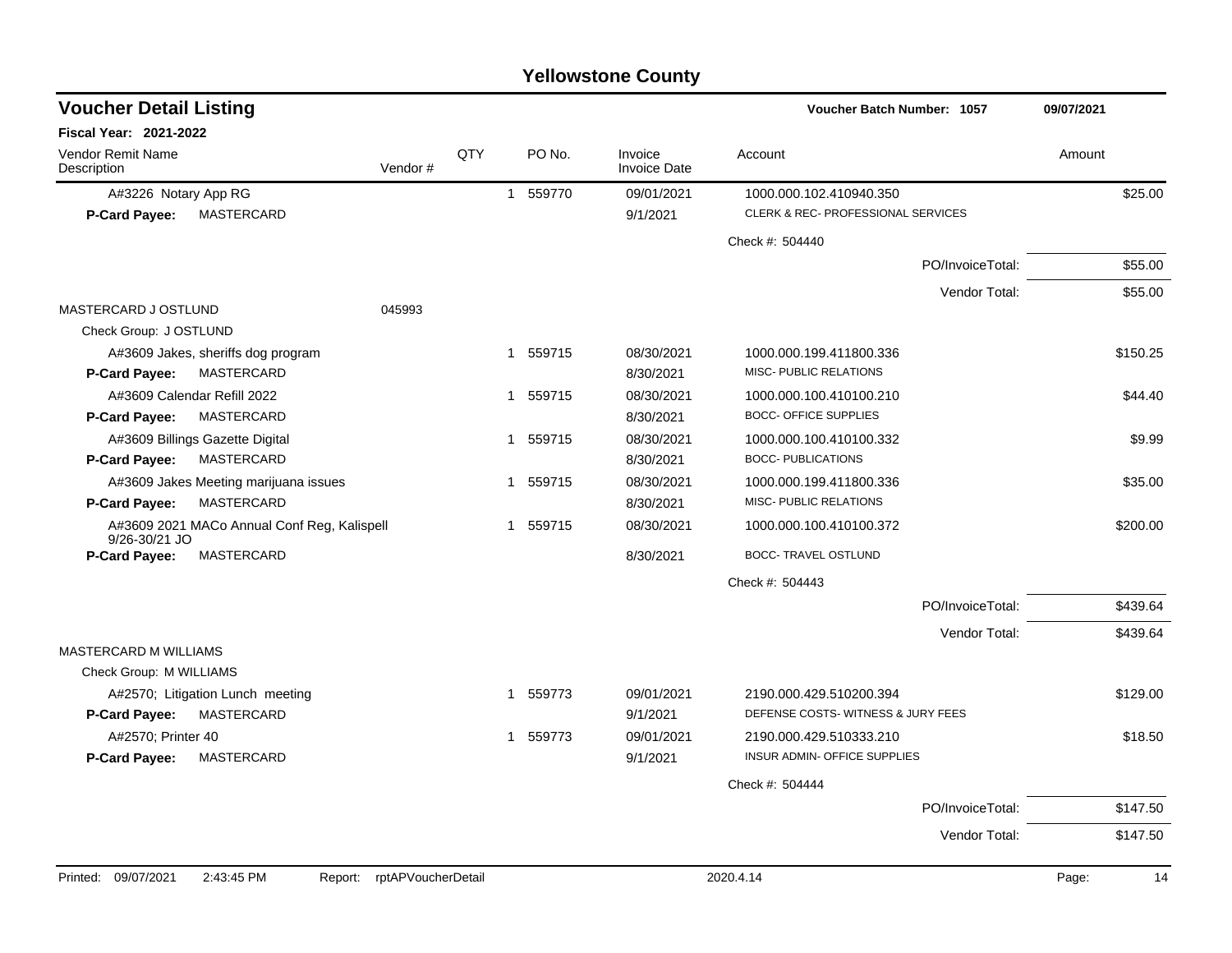# Yellowstone County

## Voucher Detail Listing

**Voucher Batch Number: 1057** — 09/07/2021

**Fiscal Year: 2021-2022**

| Vendor Remit Name / Description | Vendor # | QTY | PO No. | Invoice / Invoice Date | Account | Amount |
|---|---|---|---|---|---|---|
| A#3226 Notary App RG | | 1 | 559770 | 09/01/2021 | 1000.000.102.410940.350 | $25.00 |
| **P-Card Payee:** MASTERCARD | | | | 9/1/2021 | CLERK & REC- PROFESSIONAL SERVICES | |
| | | | | | Check #: 504440 | |
| | | | | | PO/InvoiceTotal: | $55.00 |
| | | | | | Vendor Total: | $55.00 |
| MASTERCARD J OSTLUND | 045993 | | | | | |
| Check Group: J OSTLUND | | | | | | |
| A#3609 Jakes, sheriffs dog program | | 1 | 559715 | 08/30/2021 | 1000.000.199.411800.336 | $150.25 |
| **P-Card Payee:** MASTERCARD | | | | 8/30/2021 | MISC- PUBLIC RELATIONS | |
| A#3609 Calendar Refill 2022 | | 1 | 559715 | 08/30/2021 | 1000.000.100.410100.210 | $44.40 |
| **P-Card Payee:** MASTERCARD | | | | 8/30/2021 | BOCC- OFFICE SUPPLIES | |
| A#3609 Billings Gazette Digital | | 1 | 559715 | 08/30/2021 | 1000.000.100.410100.332 | $9.99 |
| **P-Card Payee:** MASTERCARD | | | | 8/30/2021 | BOCC- PUBLICATIONS | |
| A#3609 Jakes Meeting marijuana issues | | 1 | 559715 | 08/30/2021 | 1000.000.199.411800.336 | $35.00 |
| **P-Card Payee:** MASTERCARD | | | | 8/30/2021 | MISC- PUBLIC RELATIONS | |
| A#3609 2021 MACo Annual Conf Reg, Kalispell 9/26-30/21 JO | | 1 | 559715 | 08/30/2021 | 1000.000.100.410100.372 | $200.00 |
| **P-Card Payee:** MASTERCARD | | | | 8/30/2021 | BOCC- TRAVEL OSTLUND | |
| | | | | | Check #: 504443 | |
| | | | | | PO/InvoiceTotal: | $439.64 |
| | | | | | Vendor Total: | $439.64 |
| MASTERCARD M WILLIAMS | | | | | | |
| Check Group: M WILLIAMS | | | | | | |
| A#2570; Litigation Lunch meeting | | 1 | 559773 | 09/01/2021 | 2190.000.429.510200.394 | $129.00 |
| **P-Card Payee:** MASTERCARD | | | | 9/1/2021 | DEFENSE COSTS- WITNESS & JURY FEES | |
| A#2570; Printer 40 | | 1 | 559773 | 09/01/2021 | 2190.000.429.510333.210 | $18.50 |
| **P-Card Payee:** MASTERCARD | | | | 9/1/2021 | INSUR ADMIN- OFFICE SUPPLIES | |
| | | | | | Check #: 504444 | |
| | | | | | PO/InvoiceTotal: | $147.50 |
| | | | | | Vendor Total: | $147.50 |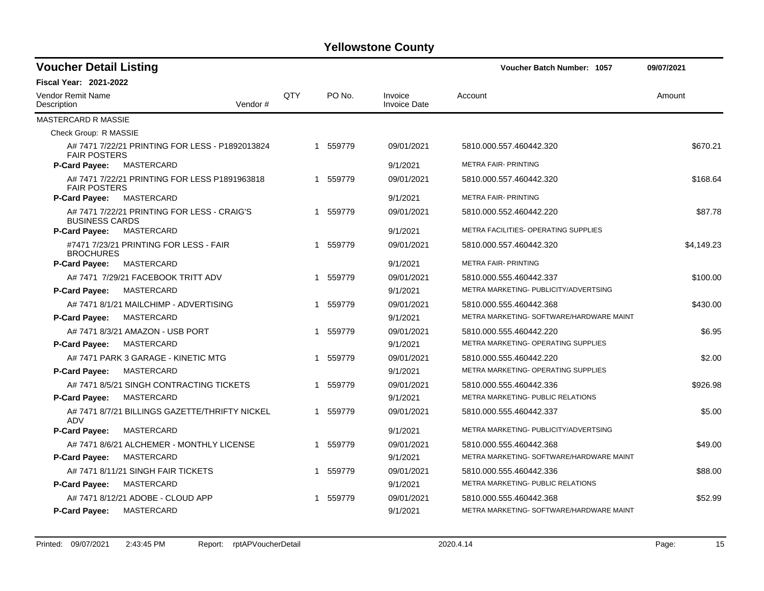# Yellowstone County

## Voucher Detail Listing

Voucher Batch Number: 1057 — 09/07/2021

**Fiscal Year: 2021-2022**

| Vendor Remit Name / Description | Vendor # | QTY | PO No. | Invoice / Invoice Date | Account | Amount |
|---|---|---|---|---|---|---|
| MASTERCARD R MASSIE | | | | | | |
| Check Group: R MASSIE | | | | | | |
| A# 7471 7/22/21 PRINTING FOR LESS - P1892013824 FAIR POSTERS | | 1 | 559779 | 09/01/2021 | 5810.000.557.460442.320 | $670.21 |
| **P-Card Payee:** MASTERCARD | | | | 9/1/2021 | METRA FAIR- PRINTING | |
| A# 7471 7/22/21 PRINTING FOR LESS P1891963818 FAIR POSTERS | | 1 | 559779 | 09/01/2021 | 5810.000.557.460442.320 | $168.64 |
| **P-Card Payee:** MASTERCARD | | | | 9/1/2021 | METRA FAIR- PRINTING | |
| A# 7471 7/22/21 PRINTING FOR LESS - CRAIG'S BUSINESS CARDS | | 1 | 559779 | 09/01/2021 | 5810.000.552.460442.220 | $87.78 |
| **P-Card Payee:** MASTERCARD | | | | 9/1/2021 | METRA FACILITIES- OPERATING SUPPLIES | |
| #7471 7/23/21 PRINTING FOR LESS - FAIR BROCHURES | | 1 | 559779 | 09/01/2021 | 5810.000.557.460442.320 | $4,149.23 |
| **P-Card Payee:** MASTERCARD | | | | 9/1/2021 | METRA FAIR- PRINTING | |
| A# 7471 7/29/21 FACEBOOK TRITT ADV | | 1 | 559779 | 09/01/2021 | 5810.000.555.460442.337 | $100.00 |
| **P-Card Payee:** MASTERCARD | | | | 9/1/2021 | METRA MARKETING- PUBLICITY/ADVERTSING | |
| A# 7471 8/1/21 MAILCHIMP - ADVERTISING | | 1 | 559779 | 09/01/2021 | 5810.000.555.460442.368 | $430.00 |
| **P-Card Payee:** MASTERCARD | | | | 9/1/2021 | METRA MARKETING- SOFTWARE/HARDWARE MAINT | |
| A# 7471 8/3/21 AMAZON - USB PORT | | 1 | 559779 | 09/01/2021 | 5810.000.555.460442.220 | $6.95 |
| **P-Card Payee:** MASTERCARD | | | | 9/1/2021 | METRA MARKETING- OPERATING SUPPLIES | |
| A# 7471 PARK 3 GARAGE - KINETIC MTG | | 1 | 559779 | 09/01/2021 | 5810.000.555.460442.220 | $2.00 |
| **P-Card Payee:** MASTERCARD | | | | 9/1/2021 | METRA MARKETING- OPERATING SUPPLIES | |
| A# 7471 8/5/21 SINGH CONTRACTING TICKETS | | 1 | 559779 | 09/01/2021 | 5810.000.555.460442.336 | $926.98 |
| **P-Card Payee:** MASTERCARD | | | | 9/1/2021 | METRA MARKETING- PUBLIC RELATIONS | |
| A# 7471 8/7/21 BILLINGS GAZETTE/THRIFTY NICKEL ADV | | 1 | 559779 | 09/01/2021 | 5810.000.555.460442.337 | $5.00 |
| **P-Card Payee:** MASTERCARD | | | | 9/1/2021 | METRA MARKETING- PUBLICITY/ADVERTSING | |
| A# 7471 8/6/21 ALCHEMER - MONTHLY LICENSE | | 1 | 559779 | 09/01/2021 | 5810.000.555.460442.368 | $49.00 |
| **P-Card Payee:** MASTERCARD | | | | 9/1/2021 | METRA MARKETING- SOFTWARE/HARDWARE MAINT | |
| A# 7471 8/11/21 SINGH FAIR TICKETS | | 1 | 559779 | 09/01/2021 | 5810.000.555.460442.336 | $88.00 |
| **P-Card Payee:** MASTERCARD | | | | 9/1/2021 | METRA MARKETING- PUBLIC RELATIONS | |
| A# 7471 8/12/21 ADOBE - CLOUD APP | | 1 | 559779 | 09/01/2021 | 5810.000.555.460442.368 | $52.99 |
| **P-Card Payee:** MASTERCARD | | | | 9/1/2021 | METRA MARKETING- SOFTWARE/HARDWARE MAINT | |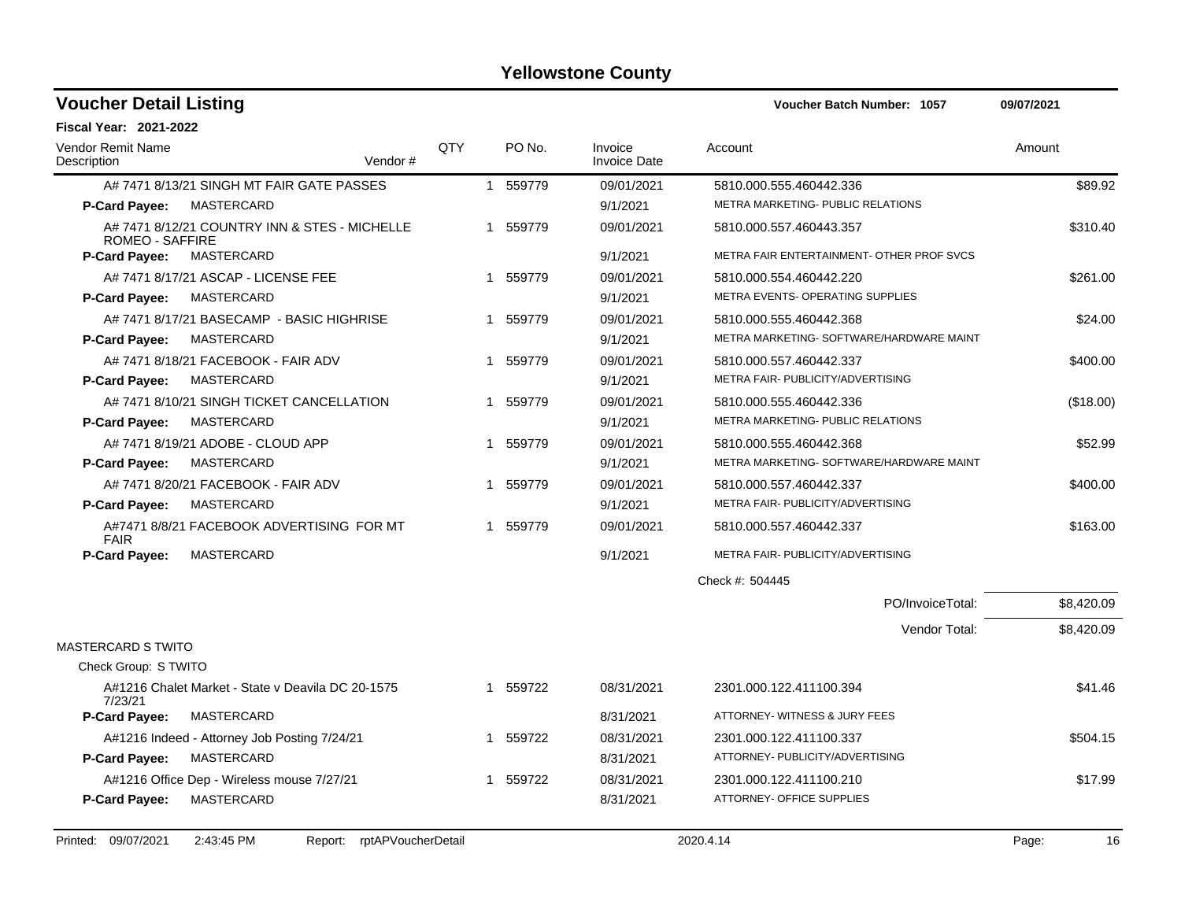# Yellowstone County

## Voucher Detail Listing

**Voucher Batch Number: 1057** 09/07/2021

**Fiscal Year: 2021-2022**

| Vendor Remit Name / Description | Vendor # | QTY | PO No. | Invoice / Invoice Date | Account | Amount |
|---|---|---|---|---|---|---|
| A# 7471 8/13/21 SINGH MT FAIR GATE PASSES | | 1 | 559779 | 09/01/2021 | 5810.000.555.460442.336 | $89.92 |
| **P-Card Payee:** MASTERCARD | | | | 9/1/2021 | METRA MARKETING- PUBLIC RELATIONS | |
| A# 7471 8/12/21 COUNTRY INN & STES - MICHELLE ROMEO - SAFFIRE | | 1 | 559779 | 09/01/2021 | 5810.000.557.460443.357 | $310.40 |
| **P-Card Payee:** MASTERCARD | | | | 9/1/2021 | METRA FAIR ENTERTAINMENT- OTHER PROF SVCS | |
| A# 7471 8/17/21 ASCAP - LICENSE FEE | | 1 | 559779 | 09/01/2021 | 5810.000.554.460442.220 | $261.00 |
| **P-Card Payee:** MASTERCARD | | | | 9/1/2021 | METRA EVENTS- OPERATING SUPPLIES | |
| A# 7471 8/17/21 BASECAMP - BASIC HIGHRISE | | 1 | 559779 | 09/01/2021 | 5810.000.555.460442.368 | $24.00 |
| **P-Card Payee:** MASTERCARD | | | | 9/1/2021 | METRA MARKETING- SOFTWARE/HARDWARE MAINT | |
| A# 7471 8/18/21 FACEBOOK - FAIR ADV | | 1 | 559779 | 09/01/2021 | 5810.000.557.460442.337 | $400.00 |
| **P-Card Payee:** MASTERCARD | | | | 9/1/2021 | METRA FAIR- PUBLICITY/ADVERTISING | |
| A# 7471 8/10/21 SINGH TICKET CANCELLATION | | 1 | 559779 | 09/01/2021 | 5810.000.555.460442.336 | ($18.00) |
| **P-Card Payee:** MASTERCARD | | | | 9/1/2021 | METRA MARKETING- PUBLIC RELATIONS | |
| A# 7471 8/19/21 ADOBE - CLOUD APP | | 1 | 559779 | 09/01/2021 | 5810.000.555.460442.368 | $52.99 |
| **P-Card Payee:** MASTERCARD | | | | 9/1/2021 | METRA MARKETING- SOFTWARE/HARDWARE MAINT | |
| A# 7471 8/20/21 FACEBOOK - FAIR ADV | | 1 | 559779 | 09/01/2021 | 5810.000.557.460442.337 | $400.00 |
| **P-Card Payee:** MASTERCARD | | | | 9/1/2021 | METRA FAIR- PUBLICITY/ADVERTISING | |
| A#7471 8/8/21 FACEBOOK ADVERTISING FOR MT FAIR | | 1 | 559779 | 09/01/2021 | 5810.000.557.460442.337 | $163.00 |
| **P-Card Payee:** MASTERCARD | | | | 9/1/2021 | METRA FAIR- PUBLICITY/ADVERTISING | |
| | | | | | Check #: 504445 | |
| | | | | | PO/InvoiceTotal: | $8,420.09 |
| | | | | | Vendor Total: | $8,420.09 |
| MASTERCARD S TWITO | | | | | | |
| Check Group: S TWITO | | | | | | |
| A#1216 Chalet Market - State v Deavila DC 20-1575 7/23/21 | | 1 | 559722 | 08/31/2021 | 2301.000.122.411100.394 | $41.46 |
| **P-Card Payee:** MASTERCARD | | | | 8/31/2021 | ATTORNEY- WITNESS & JURY FEES | |
| A#1216 Indeed - Attorney Job Posting 7/24/21 | | 1 | 559722 | 08/31/2021 | 2301.000.122.411100.337 | $504.15 |
| **P-Card Payee:** MASTERCARD | | | | 8/31/2021 | ATTORNEY- PUBLICITY/ADVERTISING | |
| A#1216 Office Dep - Wireless mouse 7/27/21 | | 1 | 559722 | 08/31/2021 | 2301.000.122.411100.210 | $17.99 |
| **P-Card Payee:** MASTERCARD | | | | 8/31/2021 | ATTORNEY- OFFICE SUPPLIES | |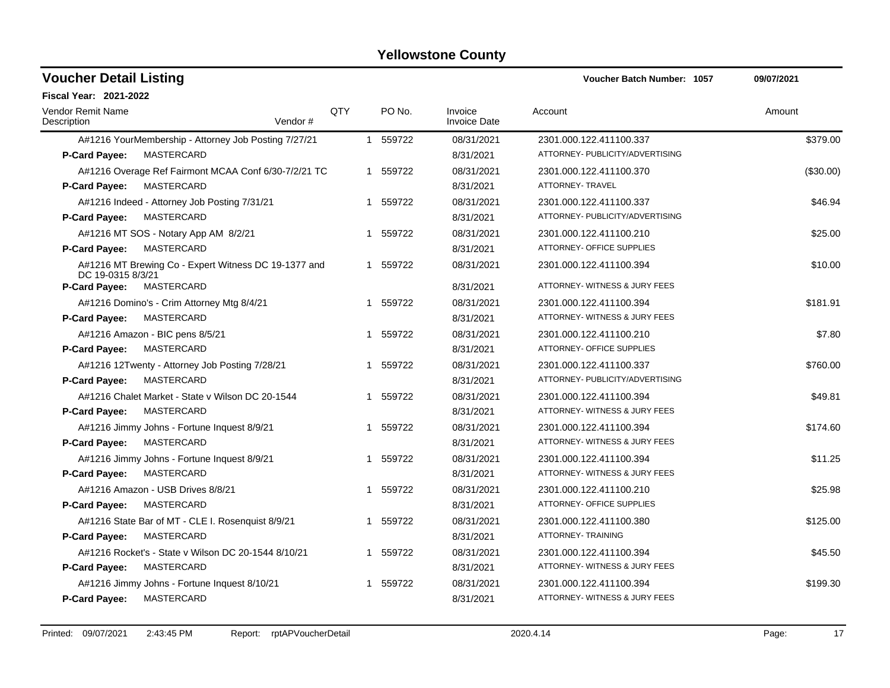# Yellowstone County

## Voucher Detail Listing

**Voucher Batch Number: 1057** 09/07/2021

**Fiscal Year: 2021-2022**

| Vendor Remit Name / Description | Vendor # | QTY | PO No. | Invoice / Invoice Date | Account | Amount |
|---|---|---|---|---|---|---|
| A#1216 YourMembership - Attorney Job Posting 7/27/21 | | 1 | 559722 | 08/31/2021 | 2301.000.122.411100.337 | $379.00 |
| **P-Card Payee:** MASTERCARD | | | | 8/31/2021 | ATTORNEY- PUBLICITY/ADVERTISING | |
| A#1216 Overage Ref Fairmont MCAA Conf 6/30-7/2/21 TC | | 1 | 559722 | 08/31/2021 | 2301.000.122.411100.370 | ($30.00) |
| **P-Card Payee:** MASTERCARD | | | | 8/31/2021 | ATTORNEY- TRAVEL | |
| A#1216 Indeed - Attorney Job Posting 7/31/21 | | 1 | 559722 | 08/31/2021 | 2301.000.122.411100.337 | $46.94 |
| **P-Card Payee:** MASTERCARD | | | | 8/31/2021 | ATTORNEY- PUBLICITY/ADVERTISING | |
| A#1216 MT SOS - Notary App AM 8/2/21 | | 1 | 559722 | 08/31/2021 | 2301.000.122.411100.210 | $25.00 |
| **P-Card Payee:** MASTERCARD | | | | 8/31/2021 | ATTORNEY- OFFICE SUPPLIES | |
| A#1216 MT Brewing Co - Expert Witness DC 19-1377 and DC 19-0315 8/3/21 | | 1 | 559722 | 08/31/2021 | 2301.000.122.411100.394 | $10.00 |
| **P-Card Payee:** MASTERCARD | | | | 8/31/2021 | ATTORNEY- WITNESS & JURY FEES | |
| A#1216 Domino's - Crim Attorney Mtg 8/4/21 | | 1 | 559722 | 08/31/2021 | 2301.000.122.411100.394 | $181.91 |
| **P-Card Payee:** MASTERCARD | | | | 8/31/2021 | ATTORNEY- WITNESS & JURY FEES | |
| A#1216 Amazon - BIC pens 8/5/21 | | 1 | 559722 | 08/31/2021 | 2301.000.122.411100.210 | $7.80 |
| **P-Card Payee:** MASTERCARD | | | | 8/31/2021 | ATTORNEY- OFFICE SUPPLIES | |
| A#1216 12Twenty - Attorney Job Posting 7/28/21 | | 1 | 559722 | 08/31/2021 | 2301.000.122.411100.337 | $760.00 |
| **P-Card Payee:** MASTERCARD | | | | 8/31/2021 | ATTORNEY- PUBLICITY/ADVERTISING | |
| A#1216 Chalet Market - State v Wilson DC 20-1544 | | 1 | 559722 | 08/31/2021 | 2301.000.122.411100.394 | $49.81 |
| **P-Card Payee:** MASTERCARD | | | | 8/31/2021 | ATTORNEY- WITNESS & JURY FEES | |
| A#1216 Jimmy Johns - Fortune Inquest 8/9/21 | | 1 | 559722 | 08/31/2021 | 2301.000.122.411100.394 | $174.60 |
| **P-Card Payee:** MASTERCARD | | | | 8/31/2021 | ATTORNEY- WITNESS & JURY FEES | |
| A#1216 Jimmy Johns - Fortune Inquest 8/9/21 | | 1 | 559722 | 08/31/2021 | 2301.000.122.411100.394 | $11.25 |
| **P-Card Payee:** MASTERCARD | | | | 8/31/2021 | ATTORNEY- WITNESS & JURY FEES | |
| A#1216 Amazon - USB Drives 8/8/21 | | 1 | 559722 | 08/31/2021 | 2301.000.122.411100.210 | $25.98 |
| **P-Card Payee:** MASTERCARD | | | | 8/31/2021 | ATTORNEY- OFFICE SUPPLIES | |
| A#1216 State Bar of MT - CLE I. Rosenquist 8/9/21 | | 1 | 559722 | 08/31/2021 | 2301.000.122.411100.380 | $125.00 |
| **P-Card Payee:** MASTERCARD | | | | 8/31/2021 | ATTORNEY- TRAINING | |
| A#1216 Rocket's - State v Wilson DC 20-1544 8/10/21 | | 1 | 559722 | 08/31/2021 | 2301.000.122.411100.394 | $45.50 |
| **P-Card Payee:** MASTERCARD | | | | 8/31/2021 | ATTORNEY- WITNESS & JURY FEES | |
| A#1216 Jimmy Johns - Fortune Inquest 8/10/21 | | 1 | 559722 | 08/31/2021 | 2301.000.122.411100.394 | $199.30 |
| **P-Card Payee:** MASTERCARD | | | | 8/31/2021 | ATTORNEY- WITNESS & JURY FEES | |

Printed: 09/07/2021 2:43:45 PM Report: rptAPVoucherDetail 2020.4.14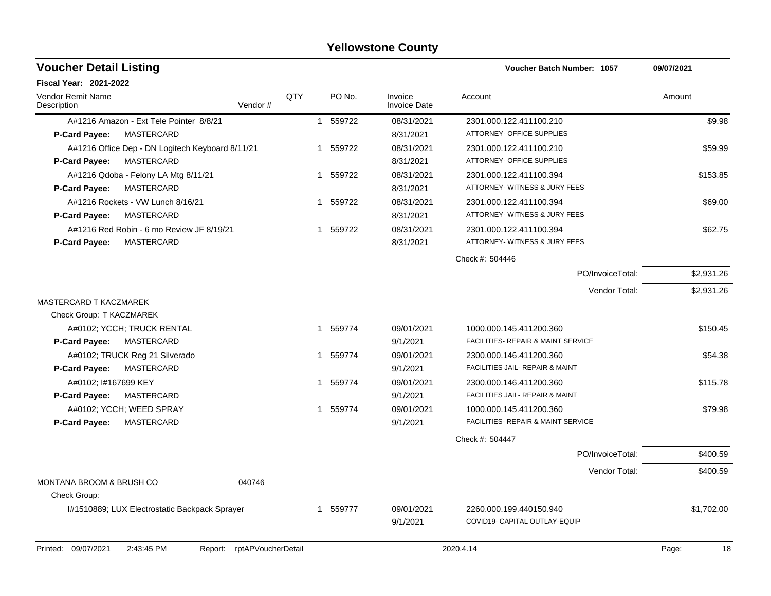# Yellowstone County

## Voucher Detail Listing

**Voucher Batch Number: 1057** 09/07/2021

**Fiscal Year: 2021-2022**

| Vendor Remit Name / Description | Vendor # | QTY | PO No. | Invoice / Invoice Date | Account | Amount |
|---|---|---|---|---|---|---|
| A#1216 Amazon - Ext Tele Pointer 8/8/21 | | 1 | 559722 | 08/31/2021 | 2301.000.122.411100.210 | $9.98 |
| **P-Card Payee:** MASTERCARD | | | | 8/31/2021 | ATTORNEY- OFFICE SUPPLIES | |
| A#1216 Office Dep - DN Logitech Keyboard 8/11/21 | | 1 | 559722 | 08/31/2021 | 2301.000.122.411100.210 | $59.99 |
| **P-Card Payee:** MASTERCARD | | | | 8/31/2021 | ATTORNEY- OFFICE SUPPLIES | |
| A#1216 Qdoba - Felony LA Mtg 8/11/21 | | 1 | 559722 | 08/31/2021 | 2301.000.122.411100.394 | $153.85 |
| **P-Card Payee:** MASTERCARD | | | | 8/31/2021 | ATTORNEY- WITNESS & JURY FEES | |
| A#1216 Rockets - VW Lunch 8/16/21 | | 1 | 559722 | 08/31/2021 | 2301.000.122.411100.394 | $69.00 |
| **P-Card Payee:** MASTERCARD | | | | 8/31/2021 | ATTORNEY- WITNESS & JURY FEES | |
| A#1216 Red Robin - 6 mo Review JF 8/19/21 | | 1 | 559722 | 08/31/2021 | 2301.000.122.411100.394 | $62.75 |
| **P-Card Payee:** MASTERCARD | | | | 8/31/2021 | ATTORNEY- WITNESS & JURY FEES | |
| | | | | | Check #: 504446 | |
| | | | | | PO/InvoiceTotal: | $2,931.26 |
| | | | | | Vendor Total: | $2,931.26 |
| MASTERCARD T KACZMAREK | | | | | | |
| Check Group: T KACZMAREK | | | | | | |
| A#0102; YCCH; TRUCK RENTAL | | 1 | 559774 | 09/01/2021 | 1000.000.145.411200.360 | $150.45 |
| **P-Card Payee:** MASTERCARD | | | | 9/1/2021 | FACILITIES- REPAIR & MAINT SERVICE | |
| A#0102; TRUCK Reg 21 Silverado | | 1 | 559774 | 09/01/2021 | 2300.000.146.411200.360 | $54.38 |
| **P-Card Payee:** MASTERCARD | | | | 9/1/2021 | FACILITIES JAIL- REPAIR & MAINT | |
| A#0102; I#167699 KEY | | 1 | 559774 | 09/01/2021 | 2300.000.146.411200.360 | $115.78 |
| **P-Card Payee:** MASTERCARD | | | | 9/1/2021 | FACILITIES JAIL- REPAIR & MAINT | |
| A#0102; YCCH; WEED SPRAY | | 1 | 559774 | 09/01/2021 | 1000.000.145.411200.360 | $79.98 |
| **P-Card Payee:** MASTERCARD | | | | 9/1/2021 | FACILITIES- REPAIR & MAINT SERVICE | |
| | | | | | Check #: 504447 | |
| | | | | | PO/InvoiceTotal: | $400.59 |
| | | | | | Vendor Total: | $400.59 |
| MONTANA BROOM & BRUSH CO | 040746 | | | | | |
| Check Group: | | | | | | |
| I#1510889; LUX Electrostatic Backpack Sprayer | | 1 | 559777 | 09/01/2021 | 2260.000.199.440150.940 | $1,702.00 |
| | | | | 9/1/2021 | COVID19- CAPITAL OUTLAY-EQUIP | |

Printed: 09/07/2021 2:43:45 PM Report: rptAPVoucherDetail 2020.4.14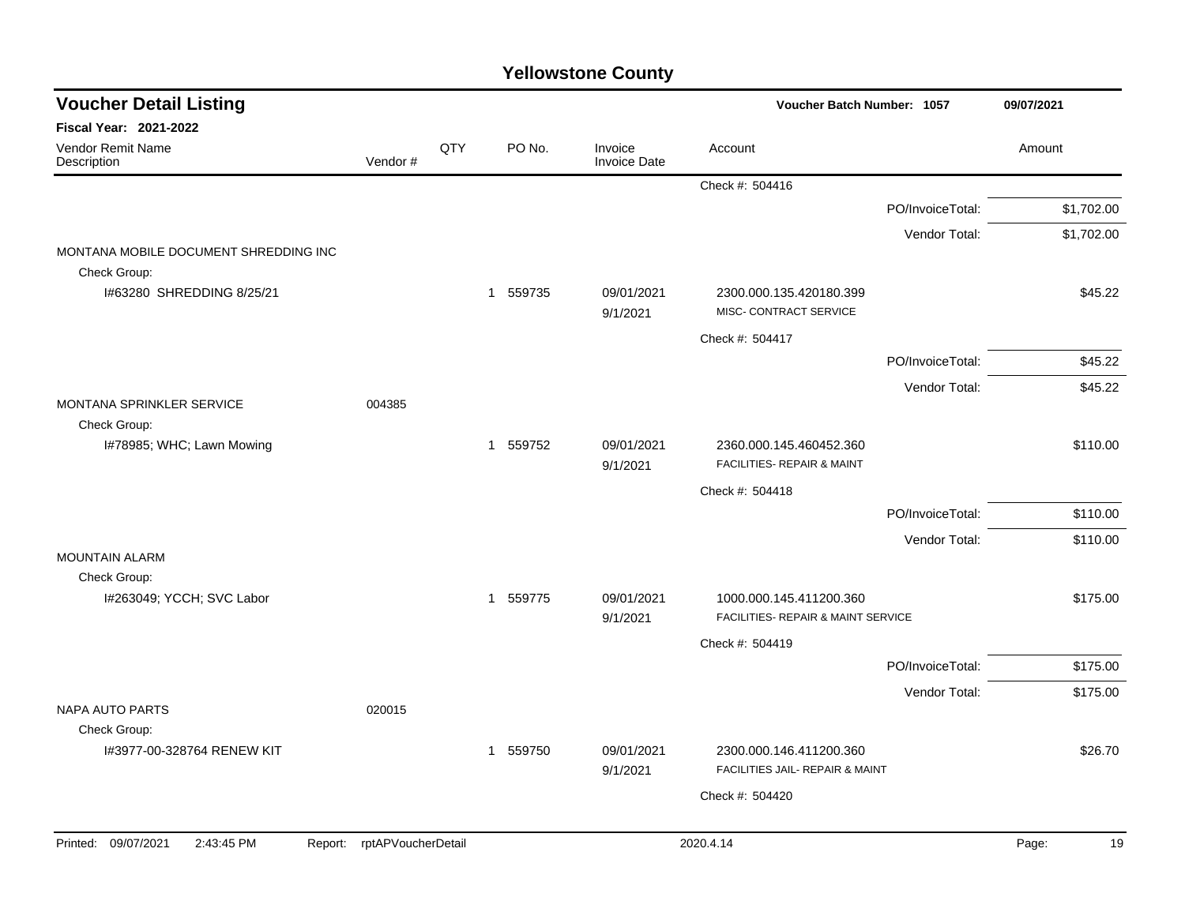# Yellowstone County

## Voucher Detail Listing

Voucher Batch Number: 1057 | 09/07/2021

**Fiscal Year: 2021-2022**

| Vendor Remit Name / Description | Vendor # | QTY | PO No. | Invoice / Invoice Date | Account | Amount |
|---|---|---|---|---|---|---|
| | | | | | Check #: 504416 | |
| | | | | | PO/InvoiceTotal: | $1,702.00 |
| | | | | | Vendor Total: | $1,702.00 |
| MONTANA MOBILE DOCUMENT SHREDDING INC | | | | | | |
| Check Group: | | | | | | |
| I#63280 SHREDDING 8/25/21 | | 1 | 559735 | 09/01/2021<br>9/1/2021 | 2300.000.135.420180.399<br>MISC- CONTRACT SERVICE | $45.22 |
| | | | | | Check #: 504417 | |
| | | | | | PO/InvoiceTotal: | $45.22 |
| | | | | | Vendor Total: | $45.22 |
| MONTANA SPRINKLER SERVICE | 004385 | | | | | |
| Check Group: | | | | | | |
| I#78985; WHC; Lawn Mowing | | 1 | 559752 | 09/01/2021<br>9/1/2021 | 2360.000.145.460452.360<br>FACILITIES- REPAIR & MAINT | $110.00 |
| | | | | | Check #: 504418 | |
| | | | | | PO/InvoiceTotal: | $110.00 |
| | | | | | Vendor Total: | $110.00 |
| MOUNTAIN ALARM | | | | | | |
| Check Group: | | | | | | |
| I#263049; YCCH; SVC Labor | | 1 | 559775 | 09/01/2021<br>9/1/2021 | 1000.000.145.411200.360<br>FACILITIES- REPAIR & MAINT SERVICE | $175.00 |
| | | | | | Check #: 504419 | |
| | | | | | PO/InvoiceTotal: | $175.00 |
| | | | | | Vendor Total: | $175.00 |
| NAPA AUTO PARTS | 020015 | | | | | |
| Check Group: | | | | | | |
| I#3977-00-328764 RENEW KIT | | 1 | 559750 | 09/01/2021<br>9/1/2021 | 2300.000.146.411200.360<br>FACILITIES JAIL- REPAIR & MAINT | $26.70 |
| | | | | | Check #: 504420 | |

Printed: 09/07/2021 2:43:45 PM Report: rptAPVoucherDetail 2020.4.14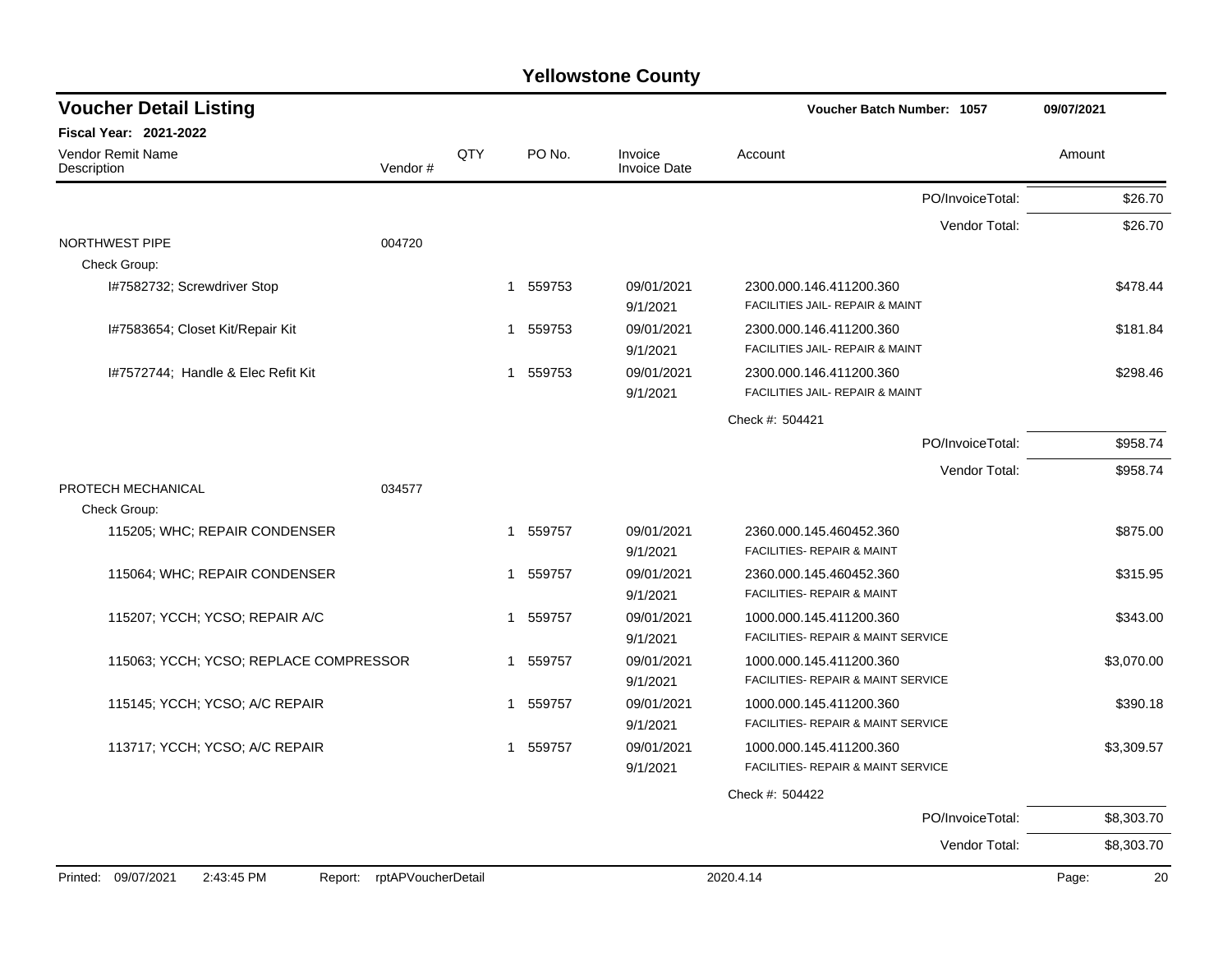# Yellowstone County

## Voucher Detail Listing

**Voucher Batch Number: 1057** — 09/07/2021

**Fiscal Year: 2021-2022**

| Vendor Remit Name / Description | Vendor # | QTY | PO No. | Invoice / Invoice Date | Account | Amount |
|---|---|---|---|---|---|---|
| | | | | | PO/InvoiceTotal: | $26.70 |
| | | | | | Vendor Total: | $26.70 |
| NORTHWEST PIPE | 004720 | | | | | |
| Check Group: | | | | | | |
| I#7582732; Screwdriver Stop | | 1 | 559753 | 09/01/2021<br>9/1/2021 | 2300.000.146.411200.360<br>FACILITIES JAIL- REPAIR & MAINT | $478.44 |
| I#7583654; Closet Kit/Repair Kit | | 1 | 559753 | 09/01/2021<br>9/1/2021 | 2300.000.146.411200.360<br>FACILITIES JAIL- REPAIR & MAINT | $181.84 |
| I#7572744; Handle & Elec Refit Kit | | 1 | 559753 | 09/01/2021<br>9/1/2021 | 2300.000.146.411200.360<br>FACILITIES JAIL- REPAIR & MAINT | $298.46 |
| | | | | | Check #: 504421 | |
| | | | | | PO/InvoiceTotal: | $958.74 |
| | | | | | Vendor Total: | $958.74 |
| PROTECH MECHANICAL | 034577 | | | | | |
| Check Group: | | | | | | |
| 115205; WHC; REPAIR CONDENSER | | 1 | 559757 | 09/01/2021<br>9/1/2021 | 2360.000.145.460452.360<br>FACILITIES- REPAIR & MAINT | $875.00 |
| 115064; WHC; REPAIR CONDENSER | | 1 | 559757 | 09/01/2021<br>9/1/2021 | 2360.000.145.460452.360<br>FACILITIES- REPAIR & MAINT | $315.95 |
| 115207; YCCH; YCSO; REPAIR A/C | | 1 | 559757 | 09/01/2021<br>9/1/2021 | 1000.000.145.411200.360<br>FACILITIES- REPAIR & MAINT SERVICE | $343.00 |
| 115063; YCCH; YCSO; REPLACE COMPRESSOR | | 1 | 559757 | 09/01/2021<br>9/1/2021 | 1000.000.145.411200.360<br>FACILITIES- REPAIR & MAINT SERVICE | $3,070.00 |
| 115145; YCCH; YCSO; A/C REPAIR | | 1 | 559757 | 09/01/2021<br>9/1/2021 | 1000.000.145.411200.360<br>FACILITIES- REPAIR & MAINT SERVICE | $390.18 |
| 113717; YCCH; YCSO; A/C REPAIR | | 1 | 559757 | 09/01/2021<br>9/1/2021 | 1000.000.145.411200.360<br>FACILITIES- REPAIR & MAINT SERVICE | $3,309.57 |
| | | | | | Check #: 504422 | |
| | | | | | PO/InvoiceTotal: | $8,303.70 |
| | | | | | Vendor Total: | $8,303.70 |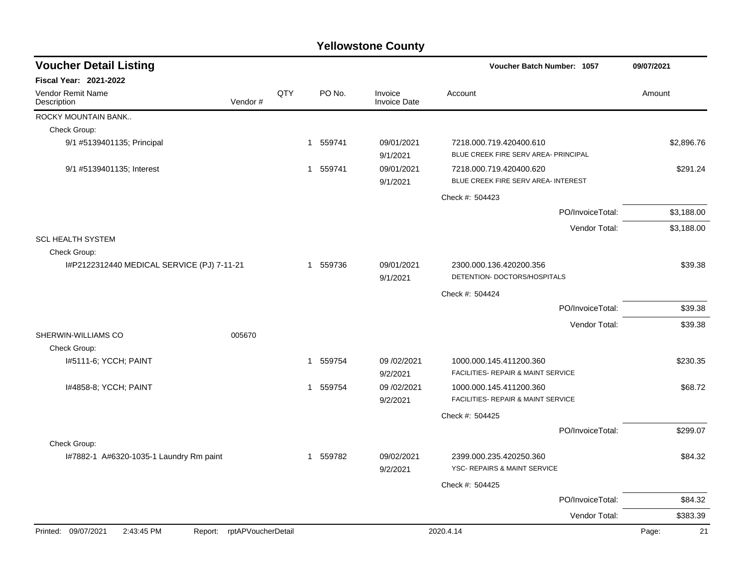# Yellowstone County

## Voucher Detail Listing

**Voucher Batch Number: 1057** — 09/07/2021

**Fiscal Year: 2021-2022**

| Vendor Remit Name / Description | Vendor # | QTY | PO No. | Invoice / Invoice Date | Account | Amount |
|---|---|---|---|---|---|---|
| ROCKY MOUNTAIN BANK.. | | | | | | |
| Check Group: | | | | | | |
| 9/1 #5139401135; Principal | | 1 | 559741 | 09/01/2021 / 9/1/2021 | 7218.000.719.420400.610 BLUE CREEK FIRE SERV AREA- PRINCIPAL | $2,896.76 |
| 9/1 #5139401135; Interest | | 1 | 559741 | 09/01/2021 / 9/1/2021 | 7218.000.719.420400.620 BLUE CREEK FIRE SERV AREA- INTEREST | $291.24 |
| | | | | | Check #: 504423 | |
| | | | | | PO/InvoiceTotal: | $3,188.00 |
| | | | | | Vendor Total: | $3,188.00 |
| SCL HEALTH SYSTEM | | | | | | |
| Check Group: | | | | | | |
| I#P2122312440 MEDICAL SERVICE (PJ) 7-11-21 | | 1 | 559736 | 09/01/2021 / 9/1/2021 | 2300.000.136.420200.356 DETENTION- DOCTORS/HOSPITALS | $39.38 |
| | | | | | Check #: 504424 | |
| | | | | | PO/InvoiceTotal: | $39.38 |
| | | | | | Vendor Total: | $39.38 |
| SHERWIN-WILLIAMS CO | 005670 | | | | | |
| Check Group: | | | | | | |
| I#5111-6; YCCH; PAINT | | 1 | 559754 | 09 /02/2021 / 9/2/2021 | 1000.000.145.411200.360 FACILITIES- REPAIR & MAINT SERVICE | $230.35 |
| I#4858-8; YCCH; PAINT | | 1 | 559754 | 09 /02/2021 / 9/2/2021 | 1000.000.145.411200.360 FACILITIES- REPAIR & MAINT SERVICE | $68.72 |
| | | | | | Check #: 504425 | |
| | | | | | PO/InvoiceTotal: | $299.07 |
| Check Group: | | | | | | |
| I#7882-1 A#6320-1035-1 Laundry Rm paint | | 1 | 559782 | 09/02/2021 / 9/2/2021 | 2399.000.235.420250.360 YSC- REPAIRS & MAINT SERVICE | $84.32 |
| | | | | | Check #: 504425 | |
| | | | | | PO/InvoiceTotal: | $84.32 |
| | | | | | Vendor Total: | $383.39 |

Printed: 09/07/2021 2:43:45 PM Report: rptAPVoucherDetail 2020.4.14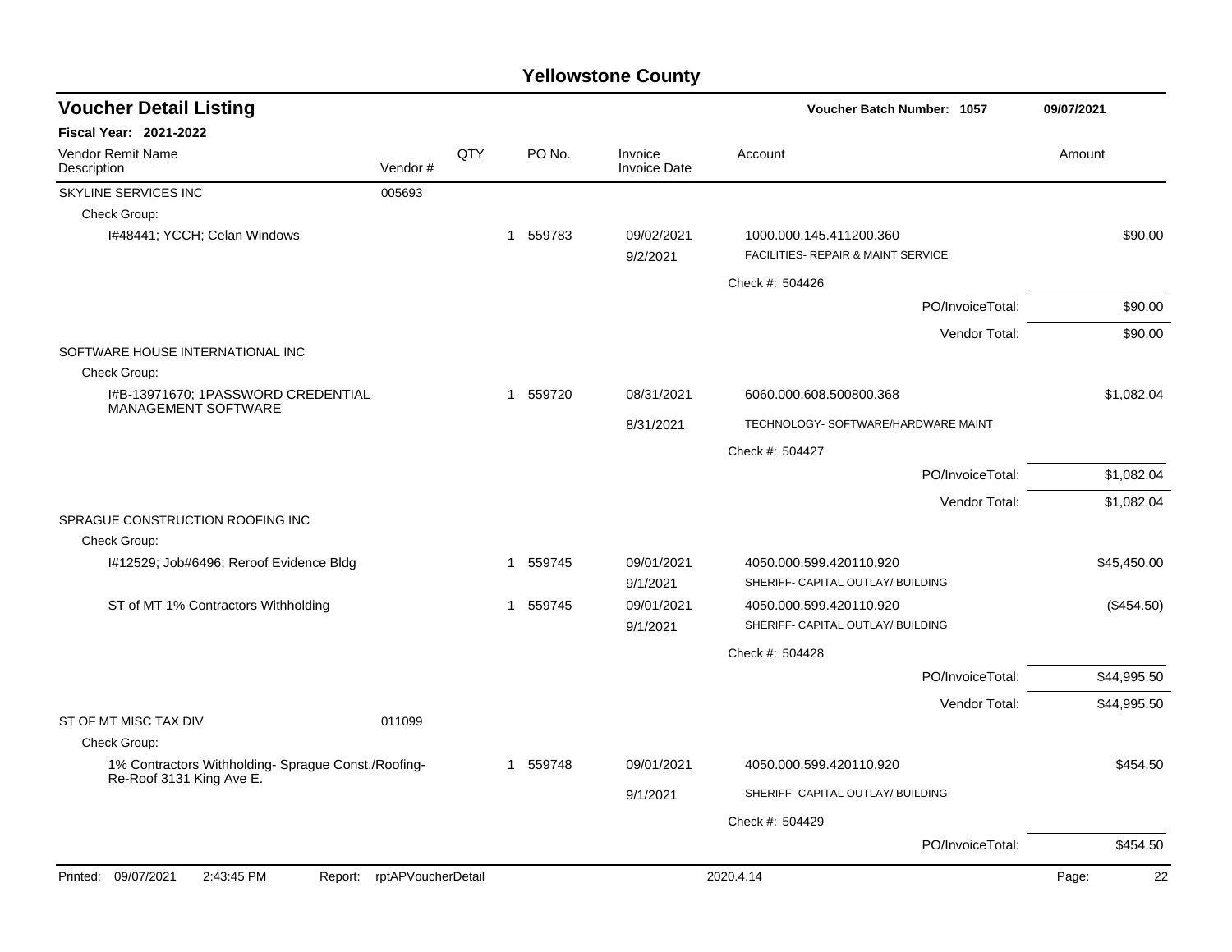# Yellowstone County

## Voucher Detail Listing

**Voucher Batch Number: 1057** — 09/07/2021

**Fiscal Year: 2021-2022**

| Vendor Remit Name / Description | Vendor # | QTY | PO No. | Invoice / Invoice Date | Account | Amount |
|---|---|---|---|---|---|---|
| SKYLINE SERVICES INC | 005693 | | | | | |
| Check Group: | | | | | | |
| I#48441; YCCH; Celan Windows | | 1 | 559783 | 09/02/2021 / 9/2/2021 | 1000.000.145.411200.360 FACILITIES- REPAIR & MAINT SERVICE | $90.00 |
| | | | | | Check #: 504426 | |
| | | | | | PO/InvoiceTotal: | $90.00 |
| | | | | | Vendor Total: | $90.00 |
| SOFTWARE HOUSE INTERNATIONAL INC | | | | | | |
| Check Group: | | | | | | |
| I#B-13971670; 1PASSWORD CREDENTIAL MANAGEMENT SOFTWARE | | 1 | 559720 | 08/31/2021 / 8/31/2021 | 6060.000.608.500800.368 TECHNOLOGY- SOFTWARE/HARDWARE MAINT | $1,082.04 |
| | | | | | Check #: 504427 | |
| | | | | | PO/InvoiceTotal: | $1,082.04 |
| | | | | | Vendor Total: | $1,082.04 |
| SPRAGUE CONSTRUCTION ROOFING INC | | | | | | |
| Check Group: | | | | | | |
| I#12529; Job#6496; Reroof Evidence Bldg | | 1 | 559745 | 09/01/2021 / 9/1/2021 | 4050.000.599.420110.920 SHERIFF- CAPITAL OUTLAY/ BUILDING | $45,450.00 |
| ST of MT 1% Contractors Withholding | | 1 | 559745 | 09/01/2021 / 9/1/2021 | 4050.000.599.420110.920 SHERIFF- CAPITAL OUTLAY/ BUILDING | ($454.50) |
| | | | | | Check #: 504428 | |
| | | | | | PO/InvoiceTotal: | $44,995.50 |
| | | | | | Vendor Total: | $44,995.50 |
| ST OF MT MISC TAX DIV | 011099 | | | | | |
| Check Group: | | | | | | |
| 1% Contractors Withholding- Sprague Const./Roofing- Re-Roof 3131 King Ave E. | | 1 | 559748 | 09/01/2021 / 9/1/2021 | 4050.000.599.420110.920 SHERIFF- CAPITAL OUTLAY/ BUILDING | $454.50 |
| | | | | | Check #: 504429 | |
| | | | | | PO/InvoiceTotal: | $454.50 |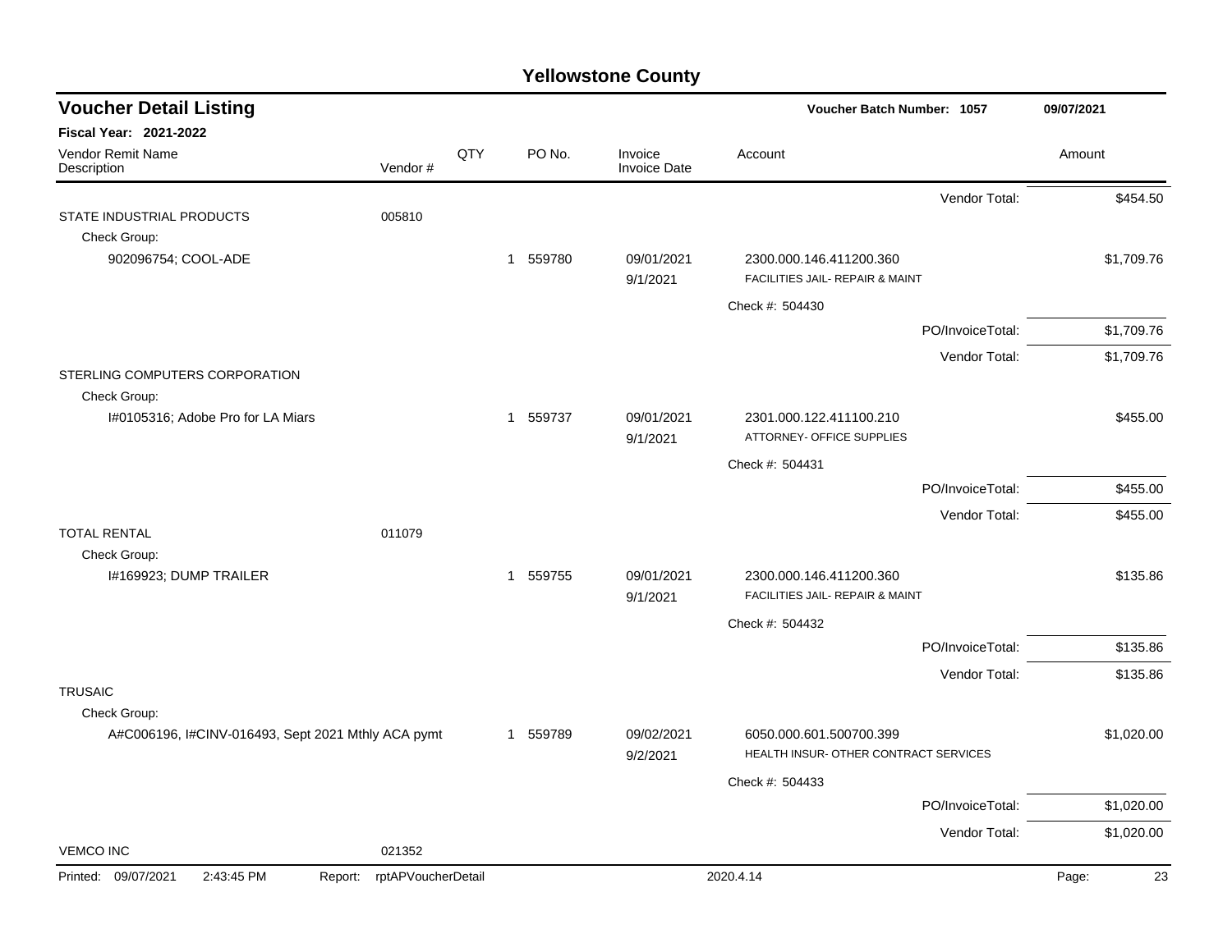# Yellowstone County

## Voucher Detail Listing

**Voucher Batch Number: 1057** — 09/07/2021

**Fiscal Year: 2021-2022**

| Vendor Remit Name / Description | Vendor # | QTY | PO No. | Invoice / Invoice Date | Account | Amount |
|---|---|---|---|---|---|---|
| | | | | | Vendor Total: | $454.50 |
| STATE INDUSTRIAL PRODUCTS | 005810 | | | | | |
| Check Group: | | | | | | |
| 902096754; COOL-ADE | | 1 | 559780 | 09/01/2021<br>9/1/2021 | 2300.000.146.411200.360<br>FACILITIES JAIL- REPAIR & MAINT | $1,709.76 |
| | | | | | Check #: 504430 | |
| | | | | | PO/InvoiceTotal: | $1,709.76 |
| | | | | | Vendor Total: | $1,709.76 |
| STERLING COMPUTERS CORPORATION | | | | | | |
| Check Group: | | | | | | |
| I#0105316; Adobe Pro for LA Miars | | 1 | 559737 | 09/01/2021<br>9/1/2021 | 2301.000.122.411100.210<br>ATTORNEY- OFFICE SUPPLIES | $455.00 |
| | | | | | Check #: 504431 | |
| | | | | | PO/InvoiceTotal: | $455.00 |
| | | | | | Vendor Total: | $455.00 |
| TOTAL RENTAL | 011079 | | | | | |
| Check Group: | | | | | | |
| I#169923; DUMP TRAILER | | 1 | 559755 | 09/01/2021<br>9/1/2021 | 2300.000.146.411200.360<br>FACILITIES JAIL- REPAIR & MAINT | $135.86 |
| | | | | | Check #: 504432 | |
| | | | | | PO/InvoiceTotal: | $135.86 |
| | | | | | Vendor Total: | $135.86 |
| TRUSAIC | | | | | | |
| Check Group: | | | | | | |
| A#C006196, I#CINV-016493, Sept 2021 Mthly ACA pymt | | 1 | 559789 | 09/02/2021<br>9/2/2021 | 6050.000.601.500700.399<br>HEALTH INSUR- OTHER CONTRACT SERVICES | $1,020.00 |
| | | | | | Check #: 504433 | |
| | | | | | PO/InvoiceTotal: | $1,020.00 |
| | | | | | Vendor Total: | $1,020.00 |
| VEMCO INC | 021352 | | | | | |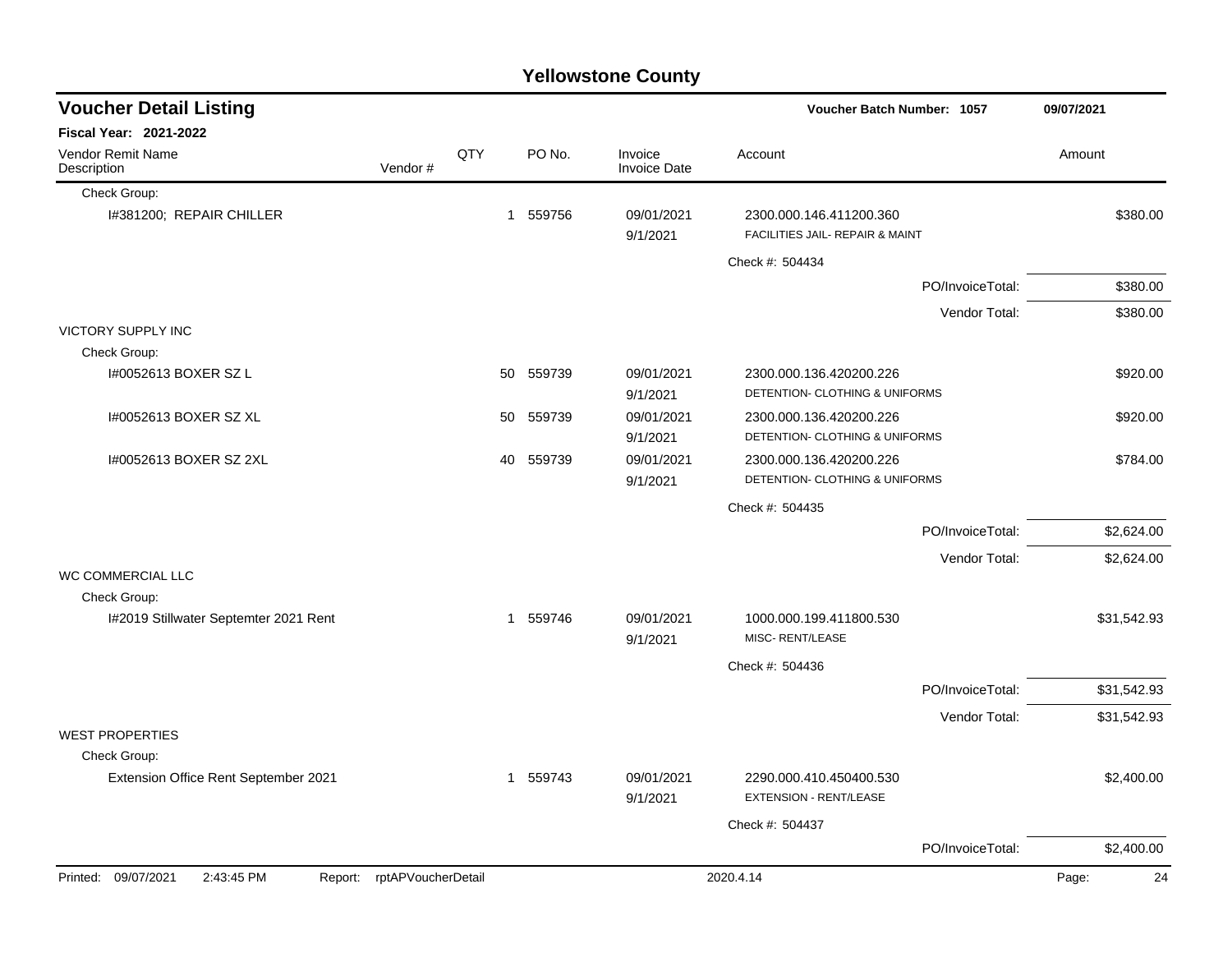# Yellowstone County

## Voucher Detail Listing

**Voucher Batch Number: 1057** 09/07/2021

**Fiscal Year: 2021-2022**

| Vendor Remit Name / Description | Vendor # | QTY | PO No. | Invoice / Invoice Date | Account | Amount |
|---|---|---|---|---|---|---|
| Check Group: | | | | | | |
| I#381200; REPAIR CHILLER | | 1 | 559756 | 09/01/2021<br>9/1/2021 | 2300.000.146.411200.360<br>FACILITIES JAIL- REPAIR & MAINT | $380.00 |
| | | | | | Check #: 504434 | |
| | | | | | PO/InvoiceTotal: | $380.00 |
| | | | | | Vendor Total: | $380.00 |
| VICTORY SUPPLY INC | | | | | | |
| Check Group: | | | | | | |
| I#0052613 BOXER SZ L | | 50 | 559739 | 09/01/2021<br>9/1/2021 | 2300.000.136.420200.226<br>DETENTION- CLOTHING & UNIFORMS | $920.00 |
| I#0052613 BOXER SZ XL | | 50 | 559739 | 09/01/2021<br>9/1/2021 | 2300.000.136.420200.226<br>DETENTION- CLOTHING & UNIFORMS | $920.00 |
| I#0052613 BOXER SZ 2XL | | 40 | 559739 | 09/01/2021<br>9/1/2021 | 2300.000.136.420200.226<br>DETENTION- CLOTHING & UNIFORMS | $784.00 |
| | | | | | Check #: 504435 | |
| | | | | | PO/InvoiceTotal: | $2,624.00 |
| | | | | | Vendor Total: | $2,624.00 |
| WC COMMERCIAL LLC | | | | | | |
| Check Group: | | | | | | |
| I#2019 Stillwater Septemter 2021 Rent | | 1 | 559746 | 09/01/2021<br>9/1/2021 | 1000.000.199.411800.530<br>MISC- RENT/LEASE | $31,542.93 |
| | | | | | Check #: 504436 | |
| | | | | | PO/InvoiceTotal: | $31,542.93 |
| | | | | | Vendor Total: | $31,542.93 |
| WEST PROPERTIES | | | | | | |
| Check Group: | | | | | | |
| Extension Office Rent September 2021 | | 1 | 559743 | 09/01/2021<br>9/1/2021 | 2290.000.410.450400.530<br>EXTENSION - RENT/LEASE | $2,400.00 |
| | | | | | Check #: 504437 | |
| | | | | | PO/InvoiceTotal: | $2,400.00 |

Printed: 09/07/2021 2:43:45 PM Report: rptAPVoucherDetail 2020.4.14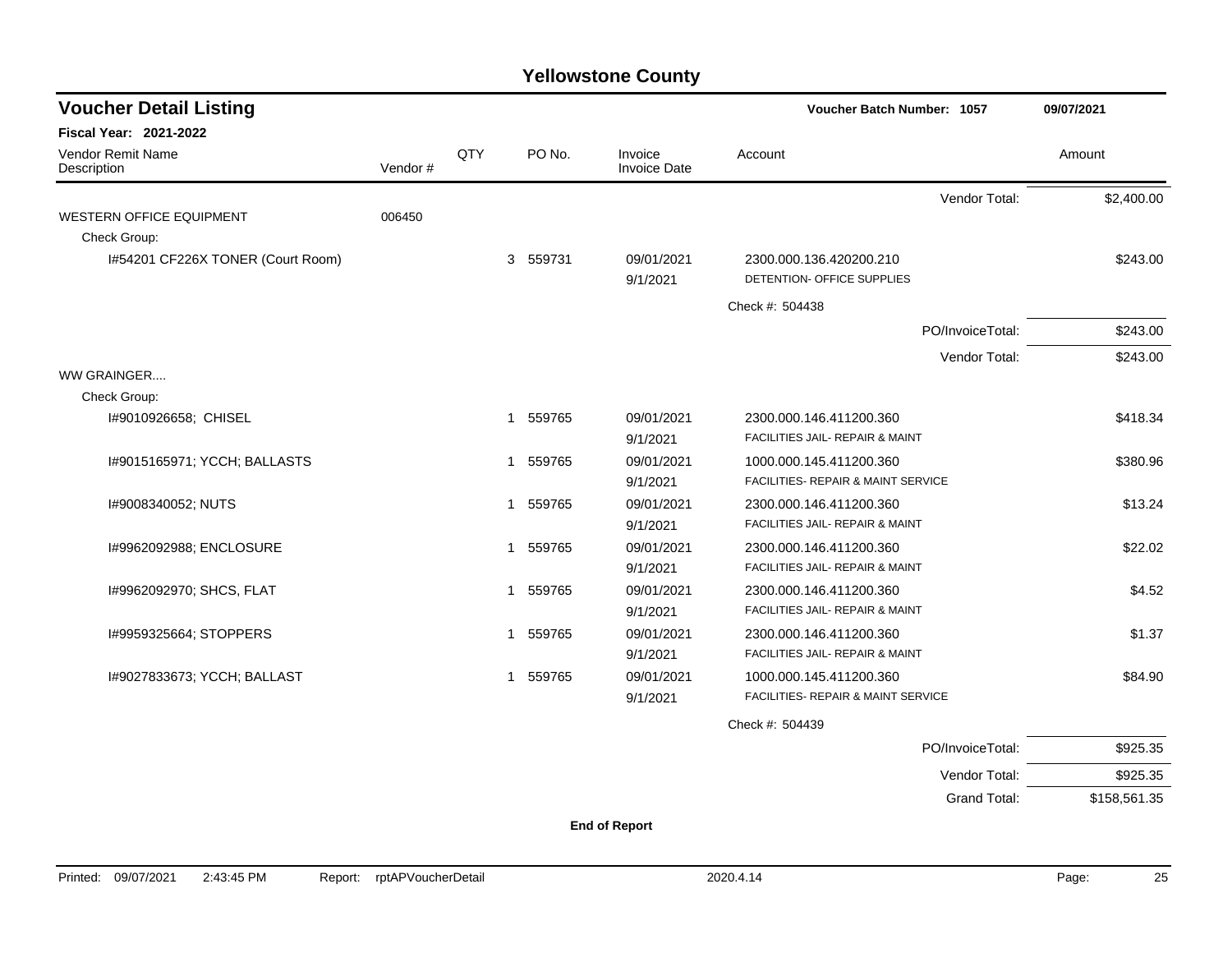# Yellowstone County

## Voucher Detail Listing

**Voucher Batch Number: 1057** — 09/07/2021

**Fiscal Year: 2021-2022**

| Vendor Remit Name / Description | Vendor # | QTY | PO No. | Invoice / Invoice Date | Account | Amount |
|---|---|---|---|---|---|---|
| | | | | | Vendor Total: | $2,400.00 |
| WESTERN OFFICE EQUIPMENT | 006450 | | | | | |
| Check Group: | | | | | | |
| I#54201 CF226X TONER (Court Room) | | 3 | 559731 | 09/01/2021 9/1/2021 | 2300.000.136.420200.210 DETENTION- OFFICE SUPPLIES | $243.00 |
| | | | | | Check #: 504438 | |
| | | | | | PO/InvoiceTotal: | $243.00 |
| | | | | | Vendor Total: | $243.00 |
| WW GRAINGER.... | | | | | | |
| Check Group: | | | | | | |
| I#9010926658; CHISEL | | 1 | 559765 | 09/01/2021 9/1/2021 | 2300.000.146.411200.360 FACILITIES JAIL- REPAIR & MAINT | $418.34 |
| I#9015165971; YCCH; BALLASTS | | 1 | 559765 | 09/01/2021 9/1/2021 | 1000.000.145.411200.360 FACILITIES- REPAIR & MAINT SERVICE | $380.96 |
| I#9008340052; NUTS | | 1 | 559765 | 09/01/2021 9/1/2021 | 2300.000.146.411200.360 FACILITIES JAIL- REPAIR & MAINT | $13.24 |
| I#9962092988; ENCLOSURE | | 1 | 559765 | 09/01/2021 9/1/2021 | 2300.000.146.411200.360 FACILITIES JAIL- REPAIR & MAINT | $22.02 |
| I#9962092970; SHCS, FLAT | | 1 | 559765 | 09/01/2021 9/1/2021 | 2300.000.146.411200.360 FACILITIES JAIL- REPAIR & MAINT | $4.52 |
| I#9959325664; STOPPERS | | 1 | 559765 | 09/01/2021 9/1/2021 | 2300.000.146.411200.360 FACILITIES JAIL- REPAIR & MAINT | $1.37 |
| I#9027833673; YCCH; BALLAST | | 1 | 559765 | 09/01/2021 9/1/2021 | 1000.000.145.411200.360 FACILITIES- REPAIR & MAINT SERVICE | $84.90 |
| | | | | | Check #: 504439 | |
| | | | | | PO/InvoiceTotal: | $925.35 |
| | | | | | Vendor Total: | $925.35 |
| | | | | | Grand Total: | $158,561.35 |

**End of Report**